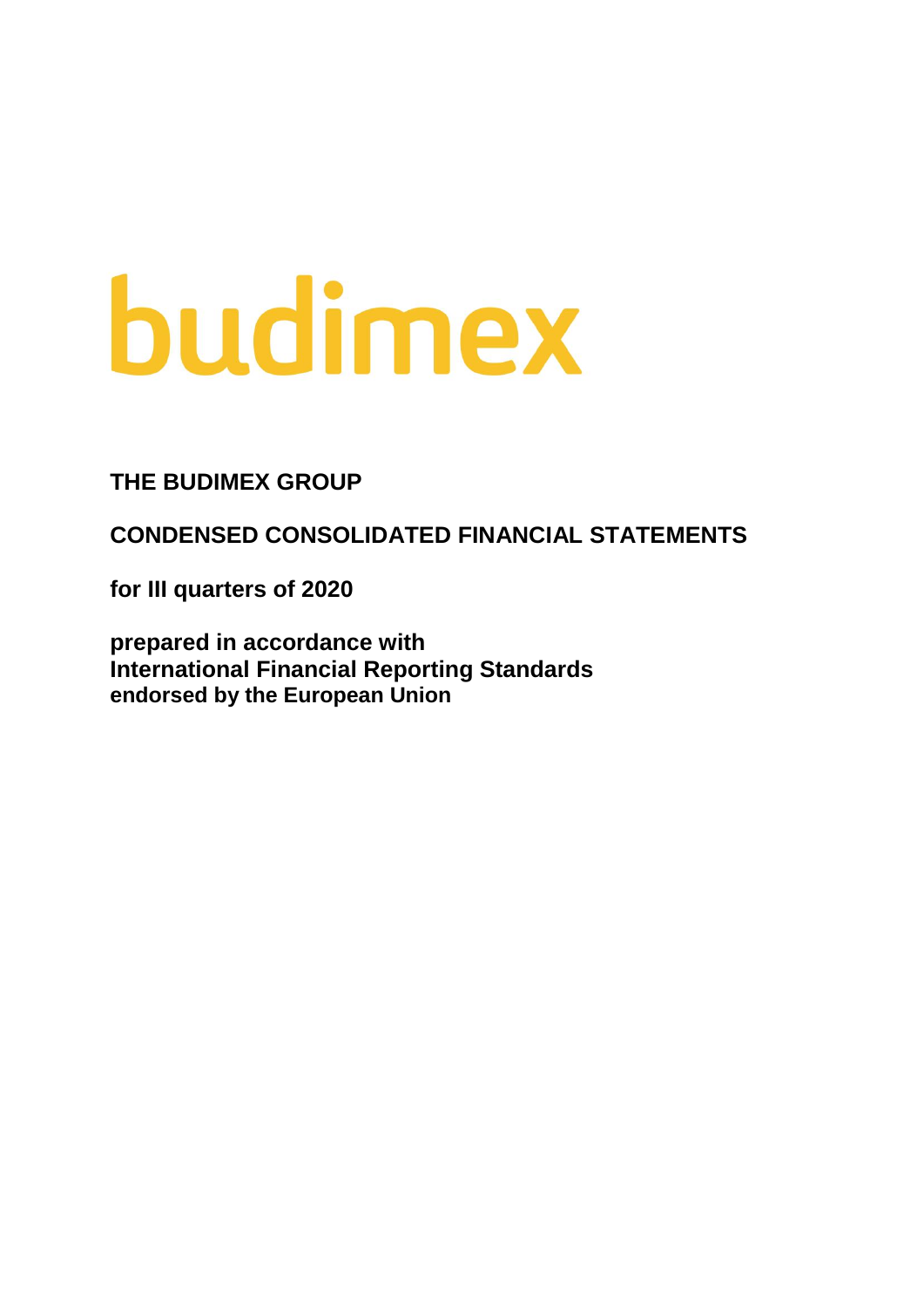# budimex

**THE BUDIMEX GROUP**

**CONDENSED CONSOLIDATED FINANCIAL STATEMENTS**

**for III quarters of 2020**

**prepared in accordance with**
**International Financial Reporting Standards**
**endorsed by the European Union**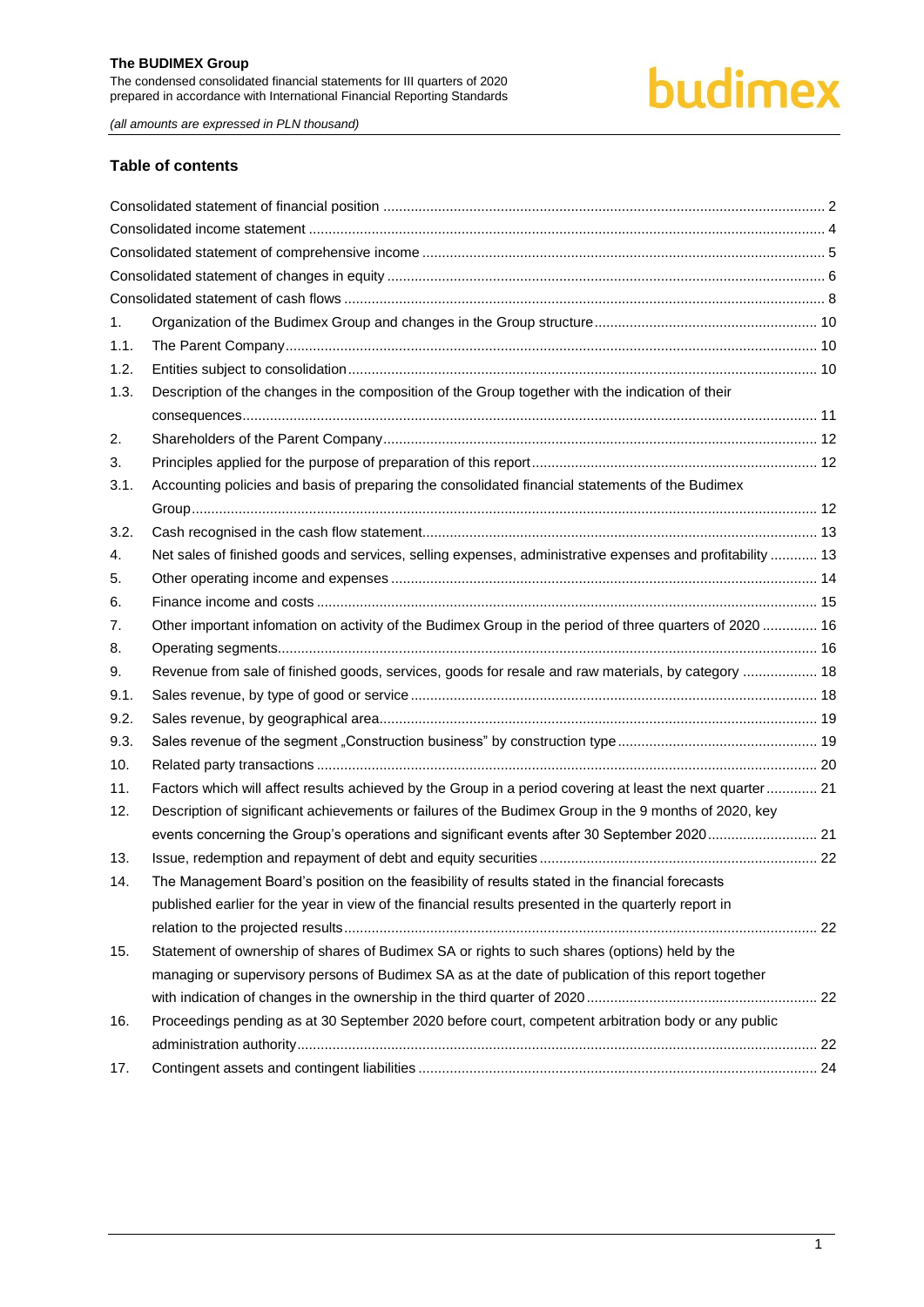## Table of contents

| | | |
|---|---|---|
| Consolidated statement of financial position | | 2 |
| Consolidated income statement | | 4 |
| Consolidated statement of comprehensive income | | 5 |
| Consolidated statement of changes in equity | | 6 |
| Consolidated statement of cash flows | | 8 |
| 1. | Organization of the Budimex Group and changes in the Group structure | 10 |
| 1.1. | The Parent Company | 10 |
| 1.2. | Entities subject to consolidation | 10 |
| 1.3. | Description of the changes in the composition of the Group together with the indication of their consequences | 11 |
| 2. | Shareholders of the Parent Company | 12 |
| 3. | Principles applied for the purpose of preparation of this report | 12 |
| 3.1. | Accounting policies and basis of preparing the consolidated financial statements of the Budimex Group | 12 |
| 3.2. | Cash recognised in the cash flow statement | 13 |
| 4. | Net sales of finished goods and services, selling expenses, administrative expenses and profitability | 13 |
| 5. | Other operating income and expenses | 14 |
| 6. | Finance income and costs | 15 |
| 7. | Other important infomation on activity of the Budimex Group in the period of three quarters of 2020 | 16 |
| 8. | Operating segments | 16 |
| 9. | Revenue from sale of finished goods, services, goods for resale and raw materials, by category | 18 |
| 9.1. | Sales revenue, by type of good or service | 18 |
| 9.2. | Sales revenue, by geographical area | 19 |
| 9.3. | Sales revenue of the segment „Construction business" by construction type | 19 |
| 10. | Related party transactions | 20 |
| 11. | Factors which will affect results achieved by the Group in a period covering at least the next quarter | 21 |
| 12. | Description of significant achievements or failures of the Budimex Group in the 9 months of 2020, key events concerning the Group's operations and significant events after 30 September 2020 | 21 |
| 13. | Issue, redemption and repayment of debt and equity securities | 22 |
| 14. | The Management Board's position on the feasibility of results stated in the financial forecasts published earlier for the year in view of the financial results presented in the quarterly report in relation to the projected results | 22 |
| 15. | Statement of ownership of shares of Budimex SA or rights to such shares (options) held by the managing or supervisory persons of Budimex SA as at the date of publication of this report together with indication of changes in the ownership in the third quarter of 2020 | 22 |
| 16. | Proceedings pending as at 30 September 2020 before court, competent arbitration body or any public administration authority | 22 |
| 17. | Contingent assets and contingent liabilities | 24 |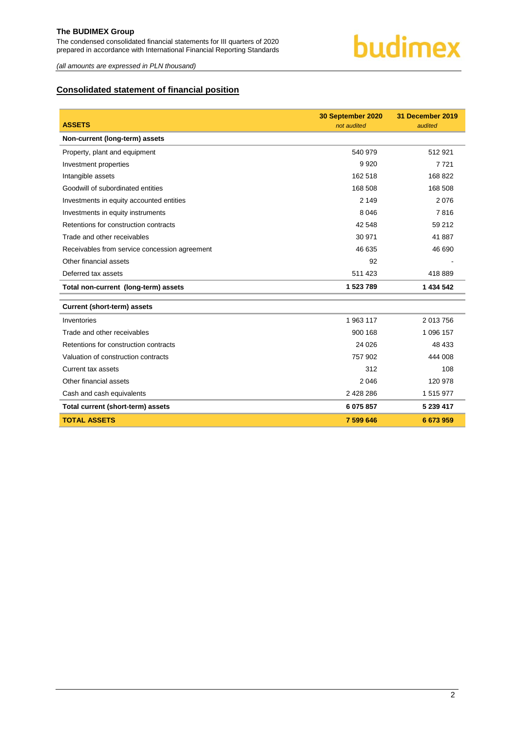(all amounts are expressed in PLN thousand)

## Consolidated statement of financial position

| ASSETS | 30 September 2020 *not audited* | 31 December 2019 *audited* |
|---|---|---|
| **Non-current (long-term) assets** | | |
| Property, plant and equipment | 540 979 | 512 921 |
| Investment properties | 9 920 | 7 721 |
| Intangible assets | 162 518 | 168 822 |
| Goodwill of subordinated entities | 168 508 | 168 508 |
| Investments in equity accounted entities | 2 149 | 2 076 |
| Investments in equity instruments | 8 046 | 7 816 |
| Retentions for construction contracts | 42 548 | 59 212 |
| Trade and other receivables | 30 971 | 41 887 |
| Receivables from service concession agreement | 46 635 | 46 690 |
| Other financial assets | 92 | - |
| Deferred tax assets | 511 423 | 418 889 |
| **Total non-current (long-term) assets** | **1 523 789** | **1 434 542** |
| **Current (short-term) assets** | | |
| Inventories | 1 963 117 | 2 013 756 |
| Trade and other receivables | 900 168 | 1 096 157 |
| Retentions for construction contracts | 24 026 | 48 433 |
| Valuation of construction contracts | 757 902 | 444 008 |
| Current tax assets | 312 | 108 |
| Other financial assets | 2 046 | 120 978 |
| Cash and cash equivalents | 2 428 286 | 1 515 977 |
| **Total current (short-term) assets** | **6 075 857** | **5 239 417** |
| **TOTAL ASSETS** | **7 599 646** | **6 673 959** |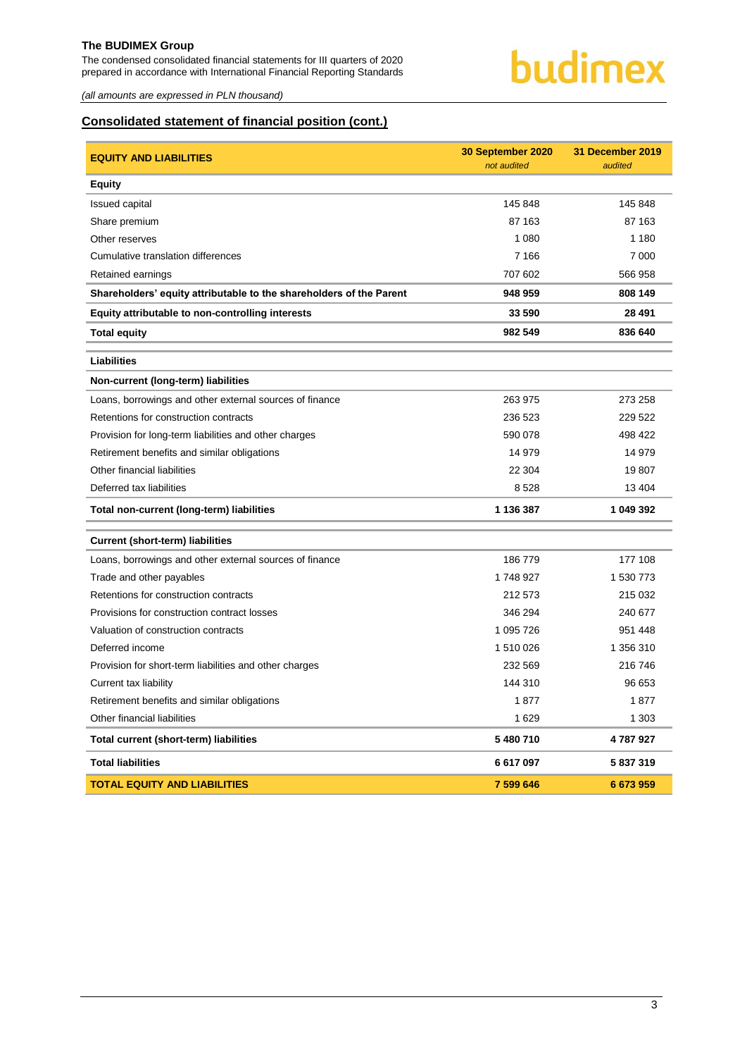*(all amounts are expressed in PLN thousand)*

## Consolidated statement of financial position (cont.)

| EQUITY AND LIABILITIES | 30 September 2020 *not audited* | 31 December 2019 *audited* |
|---|---|---|
| **Equity** | | |
| Issued capital | 145 848 | 145 848 |
| Share premium | 87 163 | 87 163 |
| Other reserves | 1 080 | 1 180 |
| Cumulative translation differences | 7 166 | 7 000 |
| Retained earnings | 707 602 | 566 958 |
| **Shareholders' equity attributable to the shareholders of the Parent** | **948 959** | **808 149** |
| **Equity attributable to non-controlling interests** | **33 590** | **28 491** |
| **Total equity** | **982 549** | **836 640** |
| **Liabilities** | | |
| **Non-current (long-term) liabilities** | | |
| Loans, borrowings and other external sources of finance | 263 975 | 273 258 |
| Retentions for construction contracts | 236 523 | 229 522 |
| Provision for long-term liabilities and other charges | 590 078 | 498 422 |
| Retirement benefits and similar obligations | 14 979 | 14 979 |
| Other financial liabilities | 22 304 | 19 807 |
| Deferred tax liabilities | 8 528 | 13 404 |
| **Total non-current (long-term) liabilities** | **1 136 387** | **1 049 392** |
| **Current (short-term) liabilities** | | |
| Loans, borrowings and other external sources of finance | 186 779 | 177 108 |
| Trade and other payables | 1 748 927 | 1 530 773 |
| Retentions for construction contracts | 212 573 | 215 032 |
| Provisions for construction contract losses | 346 294 | 240 677 |
| Valuation of construction contracts | 1 095 726 | 951 448 |
| Deferred income | 1 510 026 | 1 356 310 |
| Provision for short-term liabilities and other charges | 232 569 | 216 746 |
| Current tax liability | 144 310 | 96 653 |
| Retirement benefits and similar obligations | 1 877 | 1 877 |
| Other financial liabilities | 1 629 | 1 303 |
| **Total current (short-term) liabilities** | **5 480 710** | **4 787 927** |
| **Total liabilities** | **6 617 097** | **5 837 319** |
| **TOTAL EQUITY AND LIABILITIES** | **7 599 646** | **6 673 959** |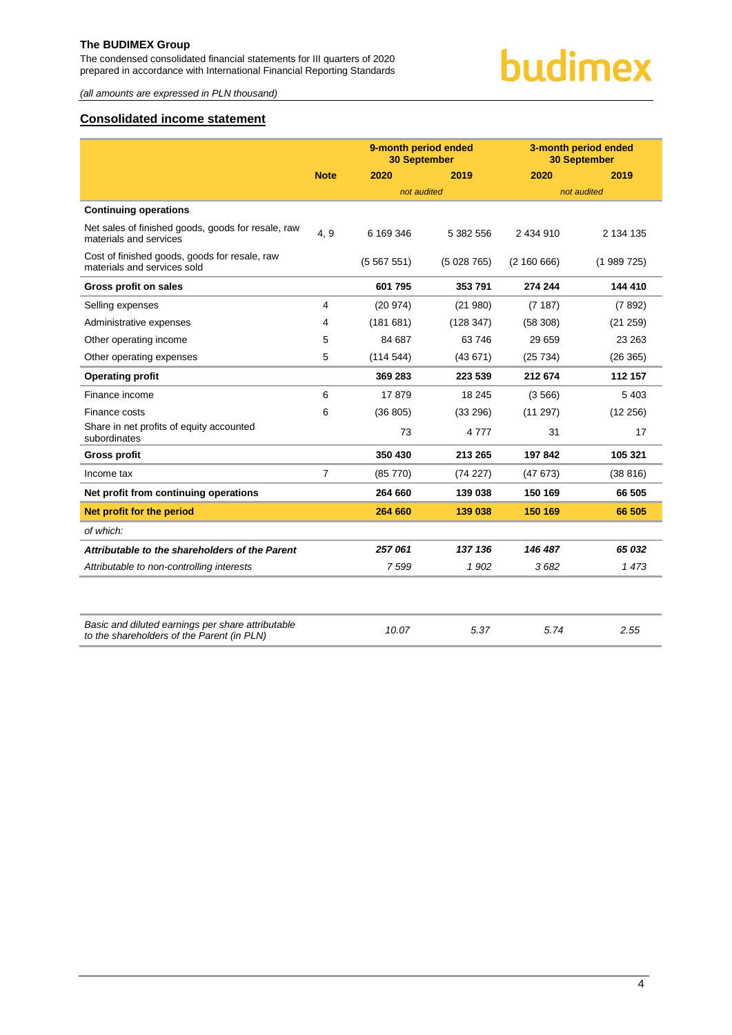## Consolidated income statement

| | Note | 9-month period ended 30 September | | 3-month period ended 30 September | |
|---|---|---|---|---|---|
| | | 2020 | 2019 | 2020 | 2019 |
| | | *not audited* | | *not audited* | |
| **Continuing operations** | | | | | |
| Net sales of finished goods, goods for resale, raw materials and services | 4, 9 | 6 169 346 | 5 382 556 | 2 434 910 | 2 134 135 |
| Cost of finished goods, goods for resale, raw materials and services sold | | (5 567 551) | (5 028 765) | (2 160 666) | (1 989 725) |
| **Gross profit on sales** | | **601 795** | **353 791** | **274 244** | **144 410** |
| Selling expenses | 4 | (20 974) | (21 980) | (7 187) | (7 892) |
| Administrative expenses | 4 | (181 681) | (128 347) | (58 308) | (21 259) |
| Other operating income | 5 | 84 687 | 63 746 | 29 659 | 23 263 |
| Other operating expenses | 5 | (114 544) | (43 671) | (25 734) | (26 365) |
| **Operating profit** | | **369 283** | **223 539** | **212 674** | **112 157** |
| Finance income | 6 | 17 879 | 18 245 | (3 566) | 5 403 |
| Finance costs | 6 | (36 805) | (33 296) | (11 297) | (12 256) |
| Share in net profits of equity accounted subordinates | | 73 | 4 777 | 31 | 17 |
| **Gross profit** | | **350 430** | **213 265** | **197 842** | **105 321** |
| Income tax | 7 | (85 770) | (74 227) | (47 673) | (38 816) |
| **Net profit from continuing operations** | | **264 660** | **139 038** | **150 169** | **66 505** |
| **Net profit for the period** | | **264 660** | **139 038** | **150 169** | **66 505** |
| *of which:* | | | | | |
| ***Attributable to the shareholders of the Parent*** | | ***257 061*** | ***137 136*** | ***146 487*** | ***65 032*** |
| *Attributable to non-controlling interests* | | *7 599* | *1 902* | *3 682* | *1 473* |

| | | | | |
|---|---|---|---|---|
| *Basic and diluted earnings per share attributable to the shareholders of the Parent (in PLN)* | *10.07* | *5.37* | *5.74* | *2.55* |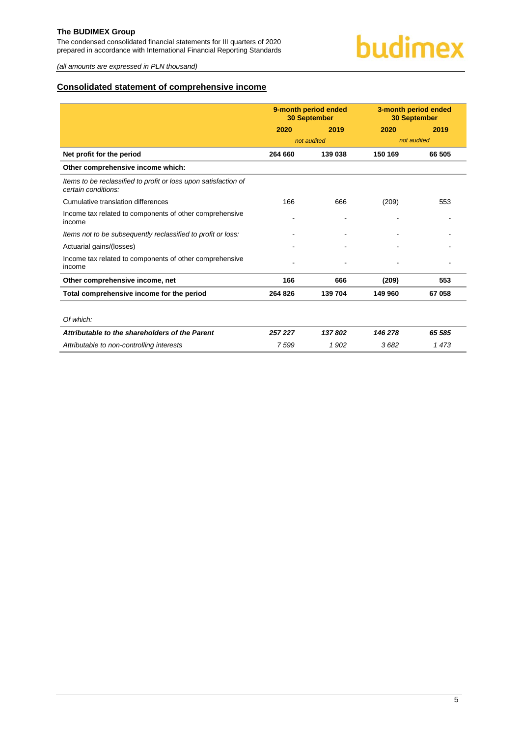## Consolidated statement of comprehensive income

| | 9-month period ended 30 September | | 3-month period ended 30 September | |
|---|---|---|---|---|
| | 2020 | 2019 | 2020 | 2019 |
| | *not audited* | | *not audited* | |
| **Net profit for the period** | **264 660** | **139 038** | **150 169** | **66 505** |
| **Other comprehensive income which:** | | | | |
| *Items to be reclassified to profit or loss upon satisfaction of certain conditions:* | | | | |
| Cumulative translation differences | 166 | 666 | (209) | 553 |
| Income tax related to components of other comprehensive income | - | - | - | - |
| *Items not to be subsequently reclassified to profit or loss:* | - | - | - | - |
| Actuarial gains/(losses) | - | - | - | - |
| Income tax related to components of other comprehensive income | - | - | - | - |
| **Other comprehensive income, net** | **166** | **666** | **(209)** | **553** |
| **Total comprehensive income for the period** | **264 826** | **139 704** | **149 960** | **67 058** |
| | | | | |
| *Of which:* | | | | |
| ***Attributable to the shareholders of the Parent*** | ***257 227*** | ***137 802*** | ***146 278*** | ***65 585*** |
| *Attributable to non-controlling interests* | *7 599* | *1 902* | *3 682* | *1 473* |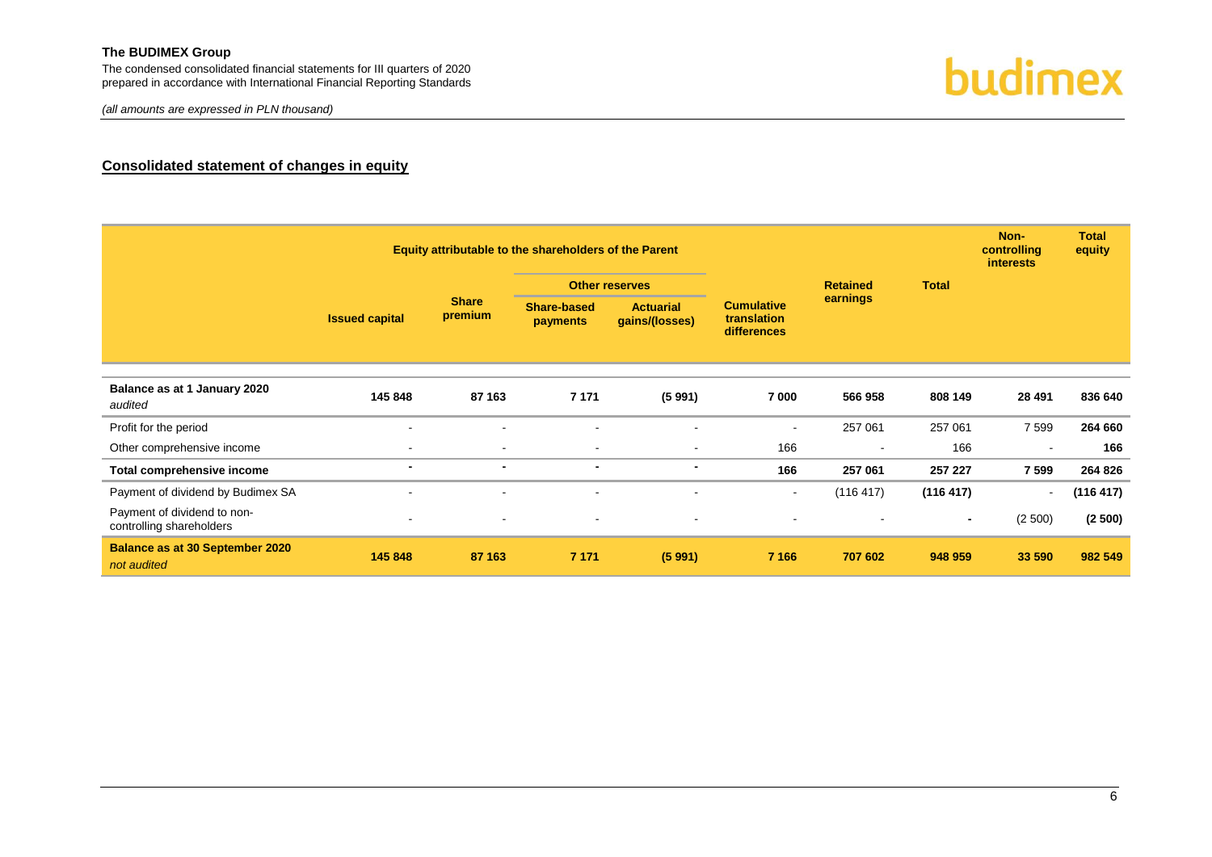## Consolidated statement of changes in equity

| | Equity attributable to the shareholders of the Parent | | | | | | | Non-controlling interests | Total equity |
|---|---|---|---|---|---|---|---|---|---|
| | | | Other reserves | | | Retained earnings | Total | | |
| | Issued capital | Share premium | Share-based payments | Actuarial gains/(losses) | Cumulative translation differences | | | | |
| **Balance as at 1 January 2020** *audited* | **145 848** | **87 163** | **7 171** | **(5 991)** | **7 000** | **566 958** | **808 149** | **28 491** | **836 640** |
| Profit for the period | - | - | - | - | - | 257 061 | 257 061 | 7 599 | **264 660** |
| Other comprehensive income | - | - | - | - | 166 | - | 166 | - | **166** |
| **Total comprehensive income** | **-** | **-** | **-** | **-** | **166** | **257 061** | **257 227** | **7 599** | **264 826** |
| Payment of dividend by Budimex SA | - | - | - | - | - | (116 417) | **(116 417)** | - | **(116 417)** |
| Payment of dividend to non-controlling shareholders | - | - | - | - | - | - | **-** | (2 500) | **(2 500)** |
| **Balance as at 30 September 2020** *not audited* | **145 848** | **87 163** | **7 171** | **(5 991)** | **7 166** | **707 602** | **948 959** | **33 590** | **982 549** |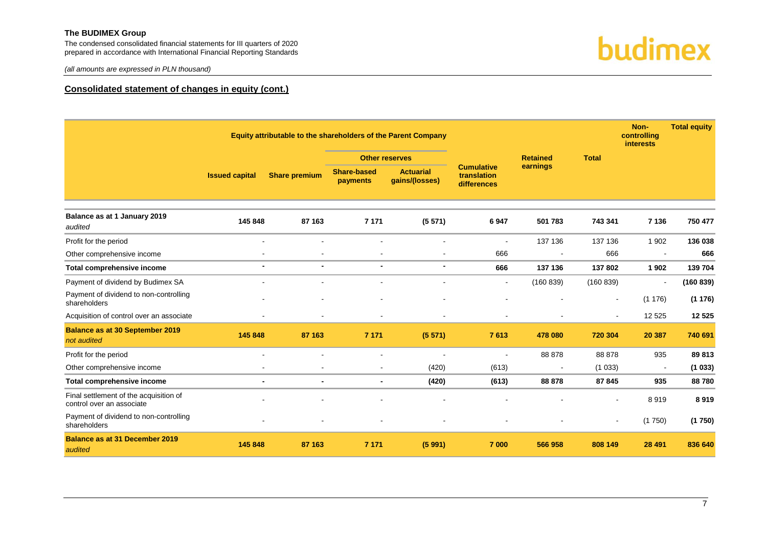## Consolidated statement of changes in equity (cont.)

| | Equity attributable to the shareholders of the Parent Company | | | | | | | Non-controlling interests | Total equity |
|---|---|---|---|---|---|---|---|---|---|
| | | | Other reserves | | | | | | |
| | Issued capital | Share premium | Share-based payments | Actuarial gains/(losses) | Cumulative translation differences | Retained earnings | Total | | |
| **Balance as at 1 January 2019** *audited* | **145 848** | **87 163** | **7 171** | **(5 571)** | **6 947** | **501 783** | **743 341** | **7 136** | **750 477** |
| Profit for the period | - | - | - | - | - | 137 136 | 137 136 | 1 902 | **136 038** |
| Other comprehensive income | - | - | - | - | 666 | - | 666 | - | **666** |
| **Total comprehensive income** | **-** | **-** | **-** | **-** | **666** | **137 136** | **137 802** | **1 902** | **139 704** |
| Payment of dividend by Budimex SA | - | - | - | - | - | (160 839) | (160 839) | - | **(160 839)** |
| Payment of dividend to non-controlling shareholders | - | - | - | - | - | - | - | (1 176) | **(1 176)** |
| Acquisition of control over an associate | - | - | - | - | - | - | - | 12 525 | **12 525** |
| **Balance as at 30 September 2019** *not audited* | **145 848** | **87 163** | **7 171** | **(5 571)** | **7 613** | **478 080** | **720 304** | **20 387** | **740 691** |
| Profit for the period | - | - | - | - | - | 88 878 | 88 878 | 935 | **89 813** |
| Other comprehensive income | - | - | - | (420) | (613) | - | (1 033) | - | **(1 033)** |
| **Total comprehensive income** | **-** | **-** | **-** | **(420)** | **(613)** | **88 878** | **87 845** | **935** | **88 780** |
| Final settlement of the acquisition of control over an associate | - | - | - | - | - | - | - | 8 919 | **8 919** |
| Payment of dividend to non-controlling shareholders | - | - | - | - | - | - | - | (1 750) | **(1 750)** |
| **Balance as at 31 December 2019** *audited* | **145 848** | **87 163** | **7 171** | **(5 991)** | **7 000** | **566 958** | **808 149** | **28 491** | **836 640** |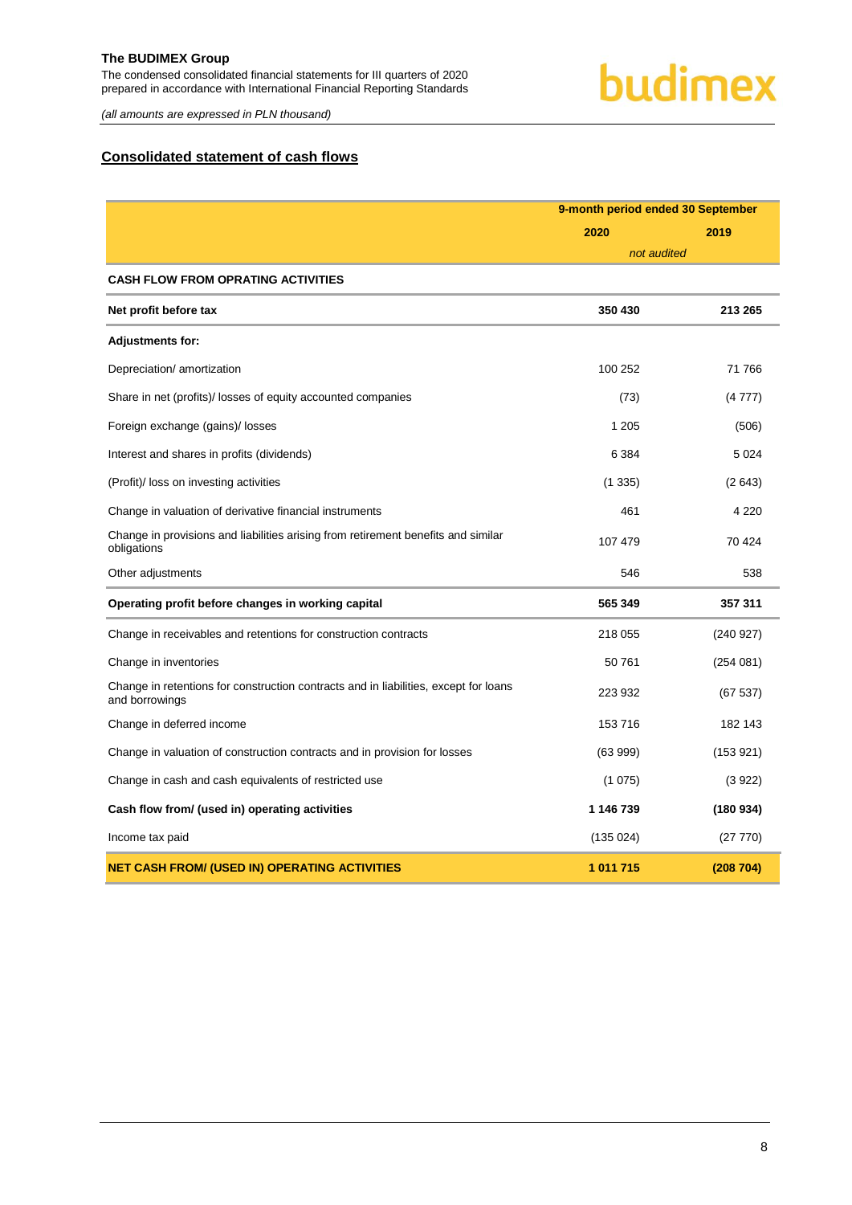## Consolidated statement of cash flows

| | 9-month period ended 30 September | |
|---|---|---|
| | 2020 | 2019 |
| | *not audited* | |
| **CASH FLOW FROM OPRATING ACTIVITIES** | | |
| **Net profit before tax** | **350 430** | **213 265** |
| **Adjustments for:** | | |
| Depreciation/ amortization | 100 252 | 71 766 |
| Share in net (profits)/ losses of equity accounted companies | (73) | (4 777) |
| Foreign exchange (gains)/ losses | 1 205 | (506) |
| Interest and shares in profits (dividends) | 6 384 | 5 024 |
| (Profit)/ loss on investing activities | (1 335) | (2 643) |
| Change in valuation of derivative financial instruments | 461 | 4 220 |
| Change in provisions and liabilities arising from retirement benefits and similar obligations | 107 479 | 70 424 |
| Other adjustments | 546 | 538 |
| **Operating profit before changes in working capital** | **565 349** | **357 311** |
| Change in receivables and retentions for construction contracts | 218 055 | (240 927) |
| Change in inventories | 50 761 | (254 081) |
| Change in retentions for construction contracts and in liabilities, except for loans and borrowings | 223 932 | (67 537) |
| Change in deferred income | 153 716 | 182 143 |
| Change in valuation of construction contracts and in provision for losses | (63 999) | (153 921) |
| Change in cash and cash equivalents of restricted use | (1 075) | (3 922) |
| **Cash flow from/ (used in) operating activities** | **1 146 739** | **(180 934)** |
| Income tax paid | (135 024) | (27 770) |
| **NET CASH FROM/ (USED IN) OPERATING ACTIVITIES** | **1 011 715** | **(208 704)** |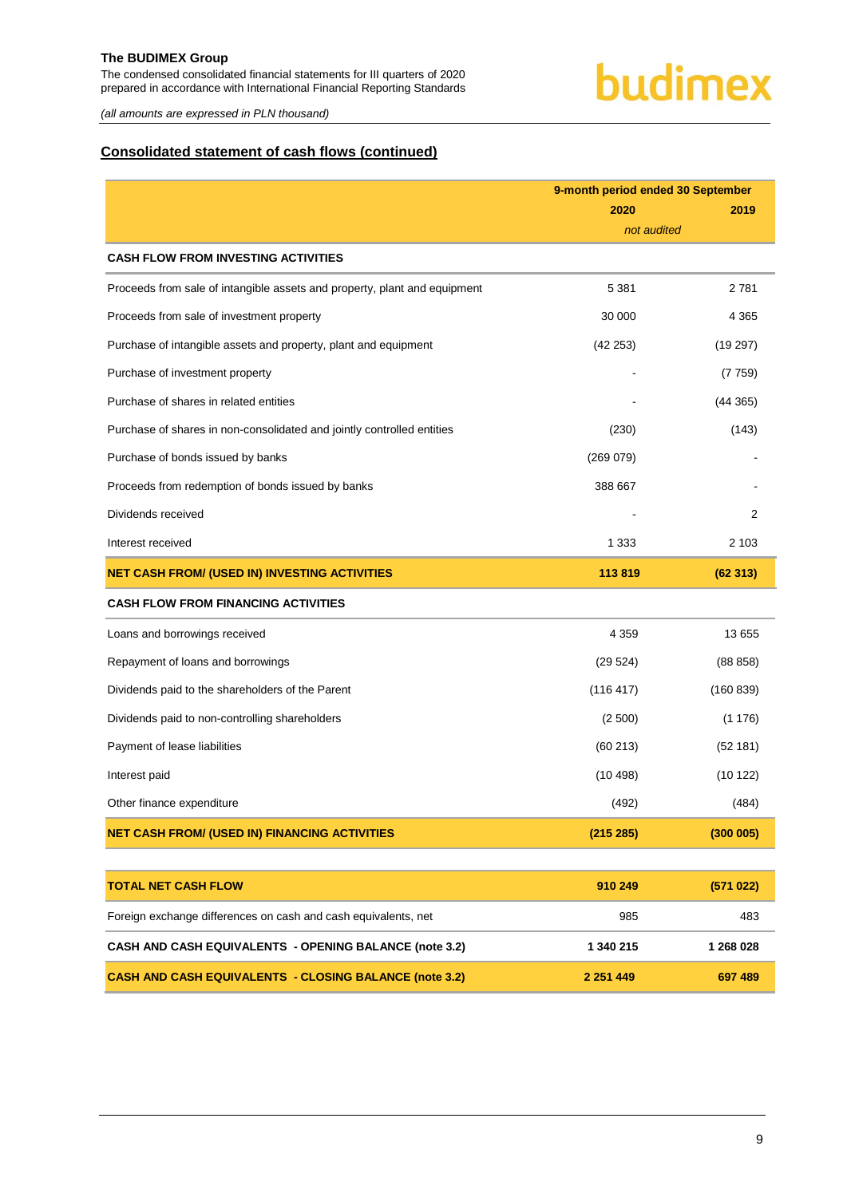## Consolidated statement of cash flows (continued)

| | 9-month period ended 30 September | |
|---|---|---|
| | 2020 | 2019 |
| | *not audited* | |
| **CASH FLOW FROM INVESTING ACTIVITIES** | | |
| Proceeds from sale of intangible assets and property, plant and equipment | 5 381 | 2 781 |
| Proceeds from sale of investment property | 30 000 | 4 365 |
| Purchase of intangible assets and property, plant and equipment | (42 253) | (19 297) |
| Purchase of investment property | - | (7 759) |
| Purchase of shares in related entities | - | (44 365) |
| Purchase of shares in non-consolidated and jointly controlled entities | (230) | (143) |
| Purchase of bonds issued by banks | (269 079) | - |
| Proceeds from redemption of bonds issued by banks | 388 667 | - |
| Dividends received | - | 2 |
| Interest received | 1 333 | 2 103 |
| **NET CASH FROM/ (USED IN) INVESTING ACTIVITIES** | **113 819** | **(62 313)** |
| **CASH FLOW FROM FINANCING ACTIVITIES** | | |
| Loans and borrowings received | 4 359 | 13 655 |
| Repayment of loans and borrowings | (29 524) | (88 858) |
| Dividends paid to the shareholders of the Parent | (116 417) | (160 839) |
| Dividends paid to non-controlling shareholders | (2 500) | (1 176) |
| Payment of lease liabilities | (60 213) | (52 181) |
| Interest paid | (10 498) | (10 122) |
| Other finance expenditure | (492) | (484) |
| **NET CASH FROM/ (USED IN) FINANCING ACTIVITIES** | **(215 285)** | **(300 005)** |
| **TOTAL NET CASH FLOW** | **910 249** | **(571 022)** |
| Foreign exchange differences on cash and cash equivalents, net | 985 | 483 |
| **CASH AND CASH EQUIVALENTS - OPENING BALANCE (note 3.2)** | **1 340 215** | **1 268 028** |
| **CASH AND CASH EQUIVALENTS - CLOSING BALANCE (note 3.2)** | **2 251 449** | **697 489** |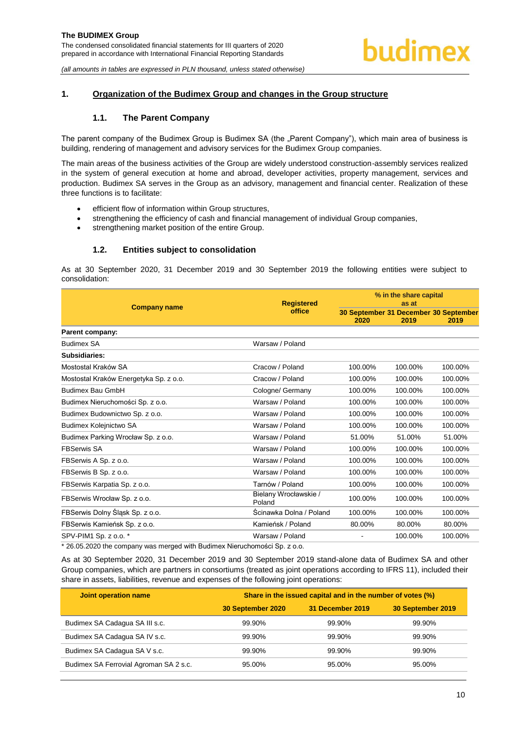## 1. Organization of the Budimex Group and changes in the Group structure

### 1.1. The Parent Company

The parent company of the Budimex Group is Budimex SA (the „Parent Company"), which main area of business is building, rendering of management and advisory services for the Budimex Group companies.

The main areas of the business activities of the Group are widely understood construction-assembly services realized in the system of general execution at home and abroad, developer activities, property management, services and production. Budimex SA serves in the Group as an advisory, management and financial center. Realization of these three functions is to facilitate:

- efficient flow of information within Group structures,
- strengthening the efficiency of cash and financial management of individual Group companies,
- strengthening market position of the entire Group.

### 1.2. Entities subject to consolidation

As at 30 September 2020, 31 December 2019 and 30 September 2019 the following entities were subject to consolidation:

| Company name | Registered office | % in the share capital as at | | |
|---|---|---|---|---|
| | | 30 September 2020 | 31 December 2019 | 30 September 2019 |
| **Parent company:** | | | | |
| Budimex SA | Warsaw / Poland | | | |
| **Subsidiaries:** | | | | |
| Mostostal Kraków SA | Cracow / Poland | 100.00% | 100.00% | 100.00% |
| Mostostal Kraków Energetyka Sp. z o.o. | Cracow / Poland | 100.00% | 100.00% | 100.00% |
| Budimex Bau GmbH | Cologne/ Germany | 100.00% | 100.00% | 100.00% |
| Budimex Nieruchomości Sp. z o.o. | Warsaw / Poland | 100.00% | 100.00% | 100.00% |
| Budimex Budownictwo Sp. z o.o. | Warsaw / Poland | 100.00% | 100.00% | 100.00% |
| Budimex Kolejnictwo SA | Warsaw / Poland | 100.00% | 100.00% | 100.00% |
| Budimex Parking Wrocław Sp. z o.o. | Warsaw / Poland | 51.00% | 51.00% | 51.00% |
| FBSerwis SA | Warsaw / Poland | 100.00% | 100.00% | 100.00% |
| FBSerwis A Sp. z o.o. | Warsaw / Poland | 100.00% | 100.00% | 100.00% |
| FBSerwis B Sp. z o.o. | Warsaw / Poland | 100.00% | 100.00% | 100.00% |
| FBSerwis Karpatia Sp. z o.o. | Tarnów / Poland | 100.00% | 100.00% | 100.00% |
| FBSerwis Wrocław Sp. z o.o. | Bielany Wrocławskie / Poland | 100.00% | 100.00% | 100.00% |
| FBSerwis Dolny Śląsk Sp. z o.o. | Ścinawka Dolna / Poland | 100.00% | 100.00% | 100.00% |
| FBSerwis Kamieńsk Sp. z o.o. | Kamieńsk / Poland | 80.00% | 80.00% | 80.00% |
| SPV-PIM1 Sp. z o.o. * | Warsaw / Poland | - | 100.00% | 100.00% |

\* 26.05.2020 the company was merged with Budimex Nieruchomości Sp. z o.o.

As at 30 September 2020, 31 December 2019 and 30 September 2019 stand-alone data of Budimex SA and other Group companies, which are partners in consortiums (treated as joint operations according to IFRS 11), included their share in assets, liabilities, revenue and expenses of the following joint operations:

| Joint operation name | Share in the issued capital and in the number of votes (%) | | |
|---|---|---|---|
| | 30 September 2020 | 31 December 2019 | 30 September 2019 |
| Budimex SA Cadagua SA III s.c. | 99.90% | 99.90% | 99.90% |
| Budimex SA Cadagua SA IV s.c. | 99.90% | 99.90% | 99.90% |
| Budimex SA Cadagua SA V s.c. | 99.90% | 99.90% | 99.90% |
| Budimex SA Ferrovial Agroman SA 2 s.c. | 95.00% | 95.00% | 95.00% |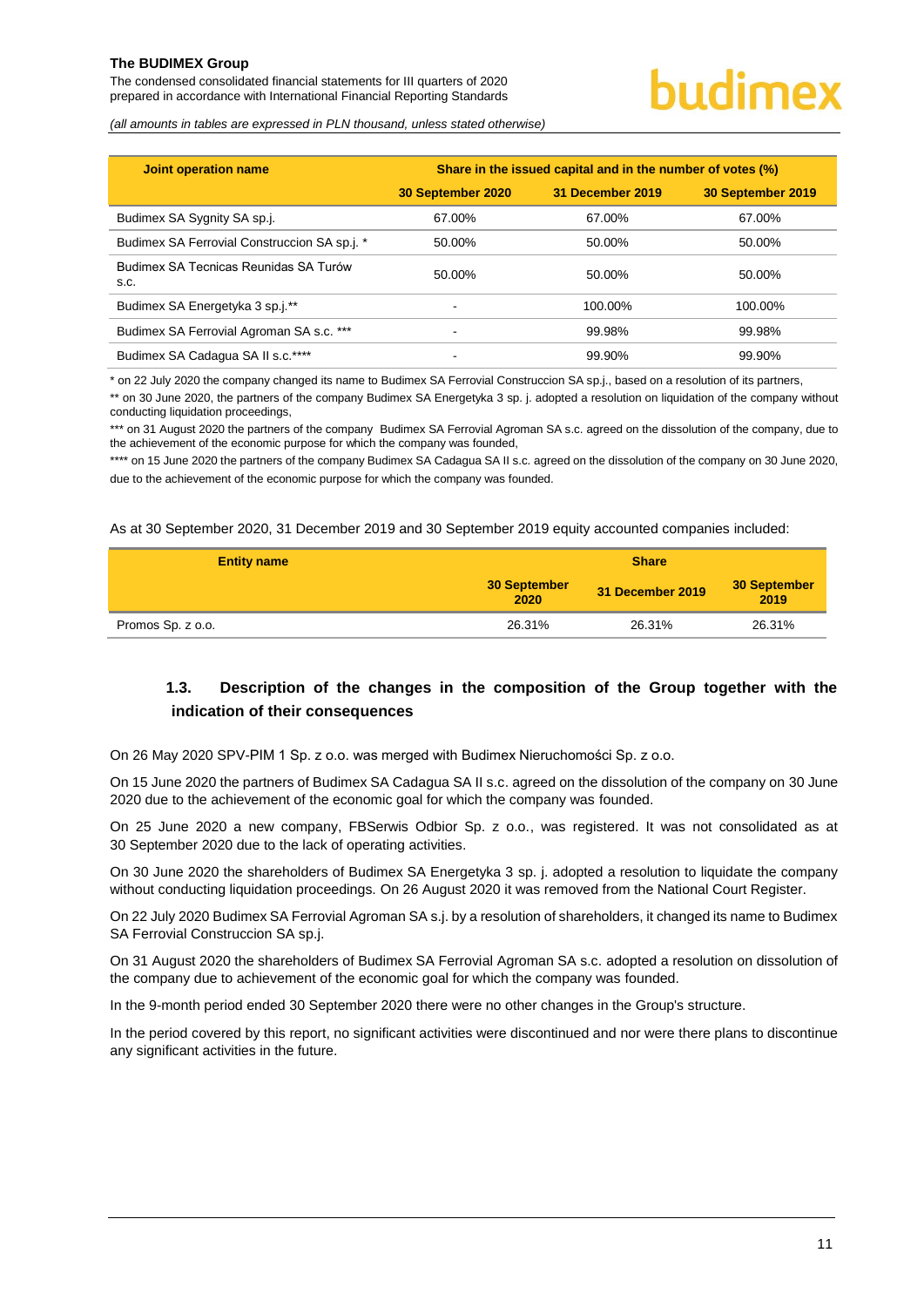| Joint operation name | Share in the issued capital and in the number of votes (%) | | |
|---|---|---|---|
| | 30 September 2020 | 31 December 2019 | 30 September 2019 |
| Budimex SA Sygnity SA sp.j. | 67.00% | 67.00% | 67.00% |
| Budimex SA Ferrovial Construccion SA sp.j. * | 50.00% | 50.00% | 50.00% |
| Budimex SA Tecnicas Reunidas SA Turów s.c. | 50.00% | 50.00% | 50.00% |
| Budimex SA Energetyka 3 sp.j.** | - | 100.00% | 100.00% |
| Budimex SA Ferrovial Agroman SA s.c. *** | - | 99.98% | 99.98% |
| Budimex SA Cadagua SA II s.c.**** | - | 99.90% | 99.90% |

* on 22 July 2020 the company changed its name to Budimex SA Ferrovial Construccion SA sp.j., based on a resolution of its partners,

** on 30 June 2020, the partners of the company Budimex SA Energetyka 3 sp. j. adopted a resolution on liquidation of the company without conducting liquidation proceedings,

*** on 31 August 2020 the partners of the company Budimex SA Ferrovial Agroman SA s.c. agreed on the dissolution of the company, due to the achievement of the economic purpose for which the company was founded,

**** on 15 June 2020 the partners of the company Budimex SA Cadagua SA II s.c. agreed on the dissolution of the company on 30 June 2020, due to the achievement of the economic purpose for which the company was founded.

As at 30 September 2020, 31 December 2019 and 30 September 2019 equity accounted companies included:

| Entity name | Share | | |
|---|---|---|---|
| | 30 September 2020 | 31 December 2019 | 30 September 2019 |
| Promos Sp. z o.o. | 26.31% | 26.31% | 26.31% |

## 1.3. Description of the changes in the composition of the Group together with the indication of their consequences

On 26 May 2020 SPV-PIM 1 Sp. z o.o. was merged with Budimex Nieruchomości Sp. z o.o.

On 15 June 2020 the partners of Budimex SA Cadagua SA II s.c. agreed on the dissolution of the company on 30 June 2020 due to the achievement of the economic goal for which the company was founded.

On 25 June 2020 a new company, FBSerwis Odbior Sp. z o.o., was registered. It was not consolidated as at 30 September 2020 due to the lack of operating activities.

On 30 June 2020 the shareholders of Budimex SA Energetyka 3 sp. j. adopted a resolution to liquidate the company without conducting liquidation proceedings. On 26 August 2020 it was removed from the National Court Register.

On 22 July 2020 Budimex SA Ferrovial Agroman SA s.j. by a resolution of shareholders, it changed its name to Budimex SA Ferrovial Construccion SA sp.j.

On 31 August 2020 the shareholders of Budimex SA Ferrovial Agroman SA s.c. adopted a resolution on dissolution of the company due to achievement of the economic goal for which the company was founded.

In the 9-month period ended 30 September 2020 there were no other changes in the Group's structure.

In the period covered by this report, no significant activities were discontinued and nor were there plans to discontinue any significant activities in the future.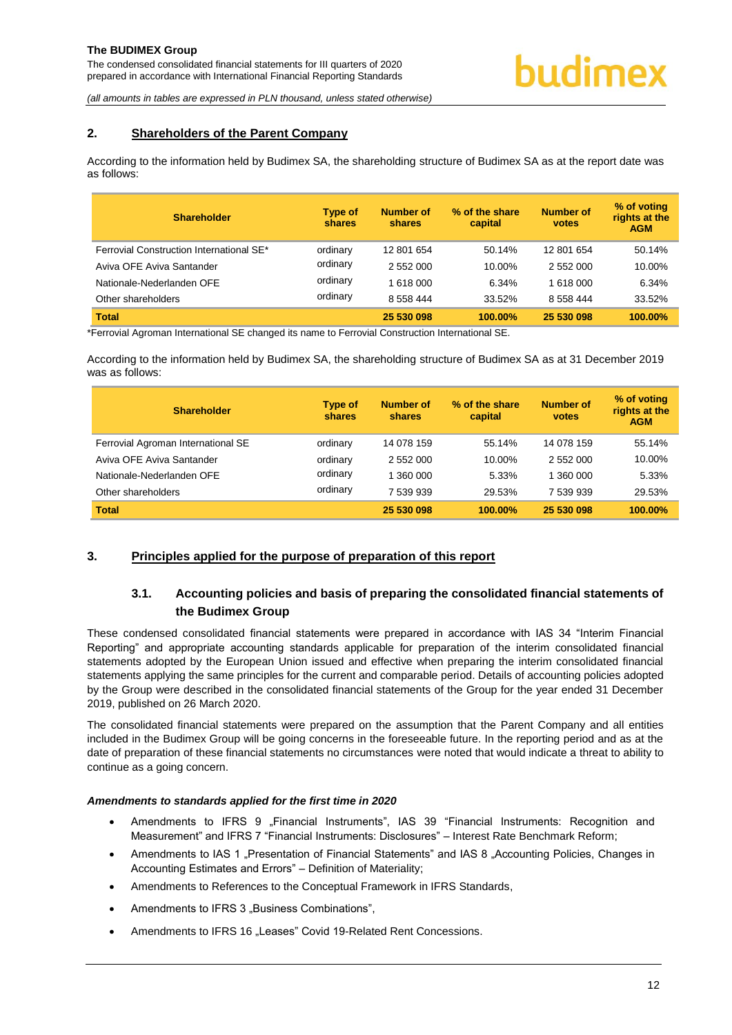## 2. Shareholders of the Parent Company

According to the information held by Budimex SA, the shareholding structure of Budimex SA as at the report date was as follows:

| Shareholder | Type of shares | Number of shares | % of the share capital | Number of votes | % of voting rights at the AGM |
|---|---|---|---|---|---|
| Ferrovial Construction International SE* | ordinary | 12 801 654 | 50.14% | 12 801 654 | 50.14% |
| Aviva OFE Aviva Santander | ordinary | 2 552 000 | 10.00% | 2 552 000 | 10.00% |
| Nationale-Nederlanden OFE | ordinary | 1 618 000 | 6.34% | 1 618 000 | 6.34% |
| Other shareholders | ordinary | 8 558 444 | 33.52% | 8 558 444 | 33.52% |
| **Total** | | **25 530 098** | **100.00%** | **25 530 098** | **100.00%** |

*Ferrovial Agroman International SE changed its name to Ferrovial Construction International SE.

According to the information held by Budimex SA, the shareholding structure of Budimex SA as at 31 December 2019 was as follows:

| Shareholder | Type of shares | Number of shares | % of the share capital | Number of votes | % of voting rights at the AGM |
|---|---|---|---|---|---|
| Ferrovial Agroman International SE | ordinary | 14 078 159 | 55.14% | 14 078 159 | 55.14% |
| Aviva OFE Aviva Santander | ordinary | 2 552 000 | 10.00% | 2 552 000 | 10.00% |
| Nationale-Nederlanden OFE | ordinary | 1 360 000 | 5.33% | 1 360 000 | 5.33% |
| Other shareholders | ordinary | 7 539 939 | 29.53% | 7 539 939 | 29.53% |
| **Total** | | **25 530 098** | **100.00%** | **25 530 098** | **100.00%** |

## 3. Principles applied for the purpose of preparation of this report

### 3.1. Accounting policies and basis of preparing the consolidated financial statements of the Budimex Group

These condensed consolidated financial statements were prepared in accordance with IAS 34 "Interim Financial Reporting" and appropriate accounting standards applicable for preparation of the interim consolidated financial statements adopted by the European Union issued and effective when preparing the interim consolidated financial statements applying the same principles for the current and comparable period. Details of accounting policies adopted by the Group were described in the consolidated financial statements of the Group for the year ended 31 December 2019, published on 26 March 2020.

The consolidated financial statements were prepared on the assumption that the Parent Company and all entities included in the Budimex Group will be going concerns in the foreseeable future. In the reporting period and as at the date of preparation of these financial statements no circumstances were noted that would indicate a threat to ability to continue as a going concern.

***Amendments to standards applied for the first time in 2020***

- Amendments to IFRS 9 „Financial Instruments", IAS 39 "Financial Instruments: Recognition and Measurement" and IFRS 7 "Financial Instruments: Disclosures" – Interest Rate Benchmark Reform;
- Amendments to IAS 1 „Presentation of Financial Statements" and IAS 8 „Accounting Policies, Changes in Accounting Estimates and Errors" – Definition of Materiality;
- Amendments to References to the Conceptual Framework in IFRS Standards,
- Amendments to IFRS 3 „Business Combinations",
- Amendments to IFRS 16 „Leases" Covid 19-Related Rent Concessions.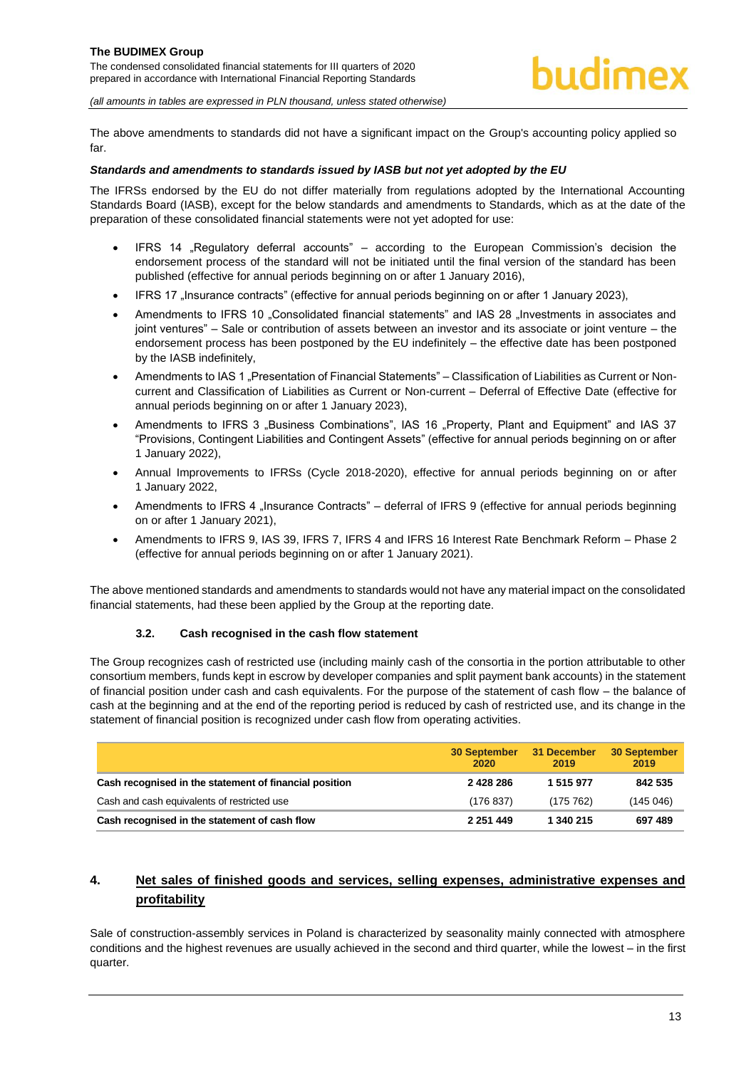The above amendments to standards did not have a significant impact on the Group's accounting policy applied so far.

***Standards and amendments to standards issued by IASB but not yet adopted by the EU***

The IFRSs endorsed by the EU do not differ materially from regulations adopted by the International Accounting Standards Board (IASB), except for the below standards and amendments to Standards, which as at the date of the preparation of these consolidated financial statements were not yet adopted for use:

- IFRS 14 „Regulatory deferral accounts" – according to the European Commission's decision the endorsement process of the standard will not be initiated until the final version of the standard has been published (effective for annual periods beginning on or after 1 January 2016),
- IFRS 17 „Insurance contracts" (effective for annual periods beginning on or after 1 January 2023),
- Amendments to IFRS 10 „Consolidated financial statements" and IAS 28 „Investments in associates and joint ventures" – Sale or contribution of assets between an investor and its associate or joint venture – the endorsement process has been postponed by the EU indefinitely – the effective date has been postponed by the IASB indefinitely,
- Amendments to IAS 1 „Presentation of Financial Statements" – Classification of Liabilities as Current or Non-current and Classification of Liabilities as Current or Non-current – Deferral of Effective Date (effective for annual periods beginning on or after 1 January 2023),
- Amendments to IFRS 3 „Business Combinations", IAS 16 „Property, Plant and Equipment" and IAS 37 "Provisions, Contingent Liabilities and Contingent Assets" (effective for annual periods beginning on or after 1 January 2022),
- Annual Improvements to IFRSs (Cycle 2018-2020), effective for annual periods beginning on or after 1 January 2022,
- Amendments to IFRS 4 „Insurance Contracts" – deferral of IFRS 9 (effective for annual periods beginning on or after 1 January 2021),
- Amendments to IFRS 9, IAS 39, IFRS 7, IFRS 4 and IFRS 16 Interest Rate Benchmark Reform – Phase 2 (effective for annual periods beginning on or after 1 January 2021).

The above mentioned standards and amendments to standards would not have any material impact on the consolidated financial statements, had these been applied by the Group at the reporting date.

### 3.2. Cash recognised in the cash flow statement

The Group recognizes cash of restricted use (including mainly cash of the consortia in the portion attributable to other consortium members, funds kept in escrow by developer companies and split payment bank accounts) in the statement of financial position under cash and cash equivalents. For the purpose of the statement of cash flow – the balance of cash at the beginning and at the end of the reporting period is reduced by cash of restricted use, and its change in the statement of financial position is recognized under cash flow from operating activities.

| | 30 September 2020 | 31 December 2019 | 30 September 2019 |
|---|---|---|---|
| **Cash recognised in the statement of financial position** | **2 428 286** | **1 515 977** | **842 535** |
| Cash and cash equivalents of restricted use | (176 837) | (175 762) | (145 046) |
| **Cash recognised in the statement of cash flow** | **2 251 449** | **1 340 215** | **697 489** |

## 4. Net sales of finished goods and services, selling expenses, administrative expenses and profitability

Sale of construction-assembly services in Poland is characterized by seasonality mainly connected with atmosphere conditions and the highest revenues are usually achieved in the second and third quarter, while the lowest – in the first quarter.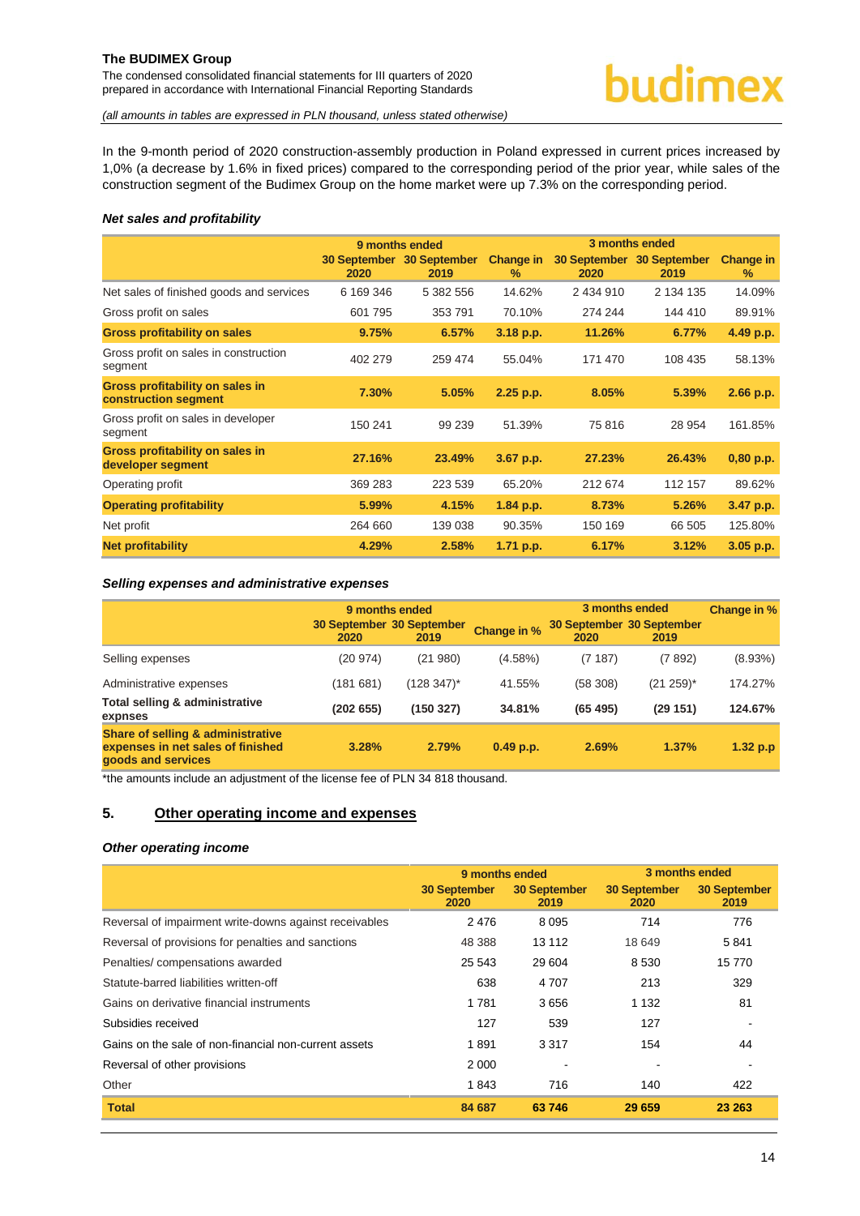In the 9-month period of 2020 construction-assembly production in Poland expressed in current prices increased by 1,0% (a decrease by 1.6% in fixed prices) compared to the corresponding period of the prior year, while sales of the construction segment of the Budimex Group on the home market were up 7.3% on the corresponding period.

### *Net sales and profitability*

| | 9 months ended | | | 3 months ended | | |
|---|---|---|---|---|---|---|
| | 30 September 2020 | 30 September 2019 | Change in % | 30 September 2020 | 30 September 2019 | Change in % |
| Net sales of finished goods and services | 6 169 346 | 5 382 556 | 14.62% | 2 434 910 | 2 134 135 | 14.09% |
| Gross profit on sales | 601 795 | 353 791 | 70.10% | 274 244 | 144 410 | 89.91% |
| **Gross profitability on sales** | **9.75%** | **6.57%** | **3.18 p.p.** | **11.26%** | **6.77%** | **4.49 p.p.** |
| Gross profit on sales in construction segment | 402 279 | 259 474 | 55.04% | 171 470 | 108 435 | 58.13% |
| **Gross profitability on sales in construction segment** | **7.30%** | **5.05%** | **2.25 p.p.** | **8.05%** | **5.39%** | **2.66 p.p.** |
| Gross profit on sales in developer segment | 150 241 | 99 239 | 51.39% | 75 816 | 28 954 | 161.85% |
| **Gross profitability on sales in developer segment** | **27.16%** | **23.49%** | **3.67 p.p.** | **27.23%** | **26.43%** | **0,80 p.p.** |
| Operating profit | 369 283 | 223 539 | 65.20% | 212 674 | 112 157 | 89.62% |
| **Operating profitability** | **5.99%** | **4.15%** | **1.84 p.p.** | **8.73%** | **5.26%** | **3.47 p.p.** |
| Net profit | 264 660 | 139 038 | 90.35% | 150 169 | 66 505 | 125.80% |
| **Net profitability** | **4.29%** | **2.58%** | **1.71 p.p.** | **6.17%** | **3.12%** | **3.05 p.p.** |

### *Selling expenses and administrative expenses*

| | 9 months ended | | | 3 months ended | | |
|---|---|---|---|---|---|---|
| | 30 September 2020 | 30 September 2019 | Change in % | 30 September 2020 | 30 September 2019 | Change in % |
| Selling expenses | (20 974) | (21 980) | (4.58%) | (7 187) | (7 892) | (8.93%) |
| Administrative expenses | (181 681) | (128 347)* | 41.55% | (58 308) | (21 259)* | 174.27% |
| **Total selling & administrative expnses** | **(202 655)** | **(150 327)** | **34.81%** | **(65 495)** | **(29 151)** | **124.67%** |
| **Share of selling & administrative expenses in net sales of finished goods and services** | **3.28%** | **2.79%** | **0.49 p.p.** | **2.69%** | **1.37%** | **1.32 p.p** |

*the amounts include an adjustment of the license fee of PLN 34 818 thousand.

## 5. Other operating income and expenses

### *Other operating income*

| | 9 months ended | | 3 months ended | |
|---|---|---|---|---|
| | 30 September 2020 | 30 September 2019 | 30 September 2020 | 30 September 2019 |
| Reversal of impairment write-downs against receivables | 2 476 | 8 095 | 714 | 776 |
| Reversal of provisions for penalties and sanctions | 48 388 | 13 112 | 18 649 | 5 841 |
| Penalties/ compensations awarded | 25 543 | 29 604 | 8 530 | 15 770 |
| Statute-barred liabilities written-off | 638 | 4 707 | 213 | 329 |
| Gains on derivative financial instruments | 1 781 | 3 656 | 1 132 | 81 |
| Subsidies received | 127 | 539 | 127 | - |
| Gains on the sale of non-financial non-current assets | 1 891 | 3 317 | 154 | 44 |
| Reversal of other provisions | 2 000 | - | - | - |
| Other | 1 843 | 716 | 140 | 422 |
| **Total** | **84 687** | **63 746** | **29 659** | **23 263** |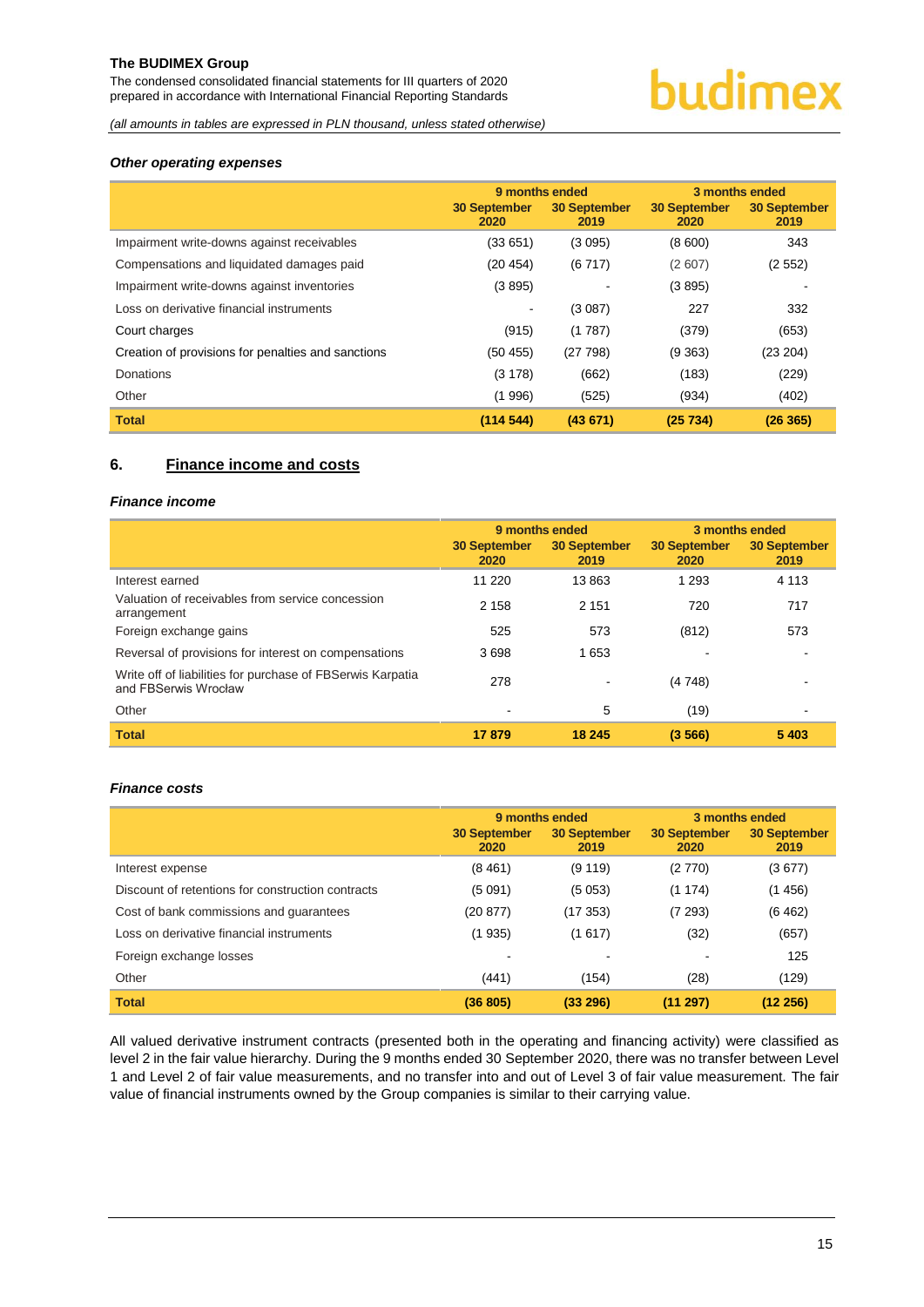### *Other operating expenses*

| | 9 months ended | | 3 months ended | |
|---|---|---|---|---|
| | 30 September 2020 | 30 September 2019 | 30 September 2020 | 30 September 2019 |
| Impairment write-downs against receivables | (33 651) | (3 095) | (8 600) | 343 |
| Compensations and liquidated damages paid | (20 454) | (6 717) | (2 607) | (2 552) |
| Impairment write-downs against inventories | (3 895) | - | (3 895) | - |
| Loss on derivative financial instruments | - | (3 087) | 227 | 332 |
| Court charges | (915) | (1 787) | (379) | (653) |
| Creation of provisions for penalties and sanctions | (50 455) | (27 798) | (9 363) | (23 204) |
| Donations | (3 178) | (662) | (183) | (229) |
| Other | (1 996) | (525) | (934) | (402) |
| **Total** | **(114 544)** | **(43 671)** | **(25 734)** | **(26 365)** |

## 6. Finance income and costs

### *Finance income*

| | 9 months ended | | 3 months ended | |
|---|---|---|---|---|
| | 30 September 2020 | 30 September 2019 | 30 September 2020 | 30 September 2019 |
| Interest earned | 11 220 | 13 863 | 1 293 | 4 113 |
| Valuation of receivables from service concession arrangement | 2 158 | 2 151 | 720 | 717 |
| Foreign exchange gains | 525 | 573 | (812) | 573 |
| Reversal of provisions for interest on compensations | 3 698 | 1 653 | - | - |
| Write off of liabilities for purchase of FBSerwis Karpatia and FBSerwis Wrocław | 278 | - | (4 748) | - |
| Other | - | 5 | (19) | - |
| **Total** | **17 879** | **18 245** | **(3 566)** | **5 403** |

### *Finance costs*

| | 9 months ended | | 3 months ended | |
|---|---|---|---|---|
| | 30 September 2020 | 30 September 2019 | 30 September 2020 | 30 September 2019 |
| Interest expense | (8 461) | (9 119) | (2 770) | (3 677) |
| Discount of retentions for construction contracts | (5 091) | (5 053) | (1 174) | (1 456) |
| Cost of bank commissions and guarantees | (20 877) | (17 353) | (7 293) | (6 462) |
| Loss on derivative financial instruments | (1 935) | (1 617) | (32) | (657) |
| Foreign exchange losses | - | - | - | 125 |
| Other | (441) | (154) | (28) | (129) |
| **Total** | **(36 805)** | **(33 296)** | **(11 297)** | **(12 256)** |

All valued derivative instrument contracts (presented both in the operating and financing activity) were classified as level 2 in the fair value hierarchy. During the 9 months ended 30 September 2020, there was no transfer between Level 1 and Level 2 of fair value measurements, and no transfer into and out of Level 3 of fair value measurement. The fair value of financial instruments owned by the Group companies is similar to their carrying value.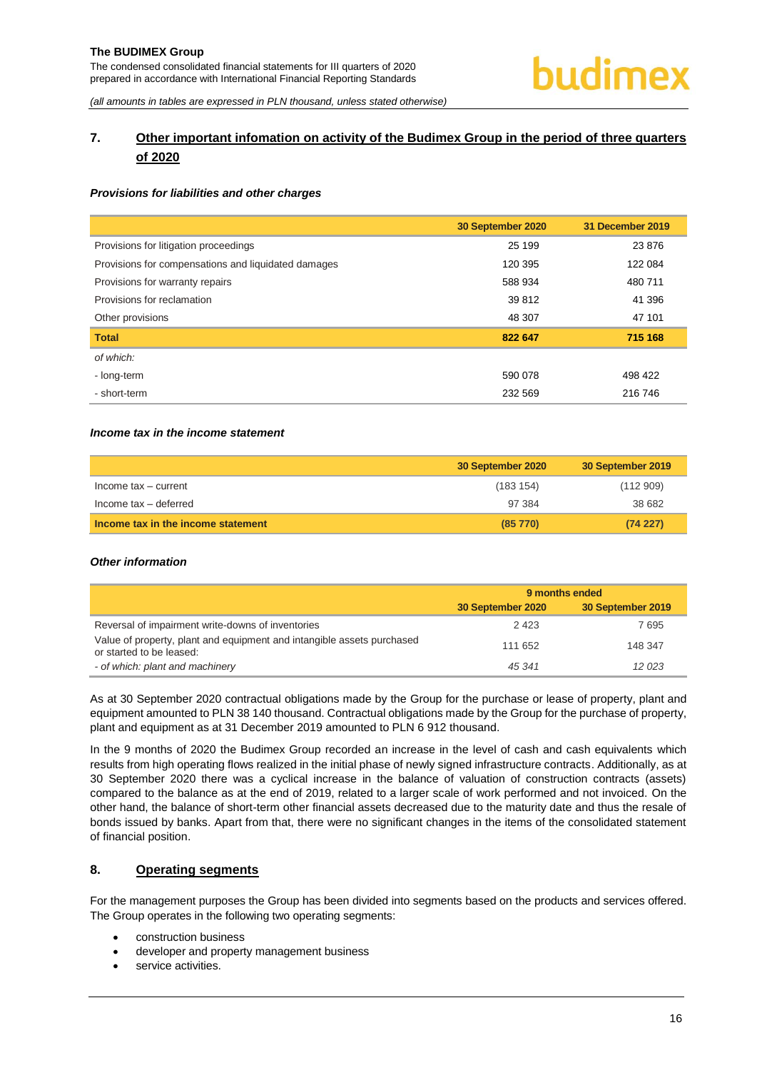## 7. Other important infomation on activity of the Budimex Group in the period of three quarters of 2020

### *Provisions for liabilities and other charges*

| | 30 September 2020 | 31 December 2019 |
|---|---|---|
| Provisions for litigation proceedings | 25 199 | 23 876 |
| Provisions for compensations and liquidated damages | 120 395 | 122 084 |
| Provisions for warranty repairs | 588 934 | 480 711 |
| Provisions for reclamation | 39 812 | 41 396 |
| Other provisions | 48 307 | 47 101 |
| **Total** | **822 647** | **715 168** |
| *of which:* | | |
| - long-term | 590 078 | 498 422 |
| - short-term | 232 569 | 216 746 |

### *Income tax in the income statement*

| | 30 September 2020 | 30 September 2019 |
|---|---|---|
| Income tax – current | (183 154) | (112 909) |
| Income tax – deferred | 97 384 | 38 682 |
| **Income tax in the income statement** | **(85 770)** | **(74 227)** |

### *Other information*

| | 9 months ended | |
|---|---|---|
| | 30 September 2020 | 30 September 2019 |
| Reversal of impairment write-downs of inventories | 2 423 | 7 695 |
| Value of property, plant and equipment and intangible assets purchased or started to be leased: | 111 652 | 148 347 |
| *- of which: plant and machinery* | *45 341* | *12 023* |

As at 30 September 2020 contractual obligations made by the Group for the purchase or lease of property, plant and equipment amounted to PLN 38 140 thousand. Contractual obligations made by the Group for the purchase of property, plant and equipment as at 31 December 2019 amounted to PLN 6 912 thousand.

In the 9 months of 2020 the Budimex Group recorded an increase in the level of cash and cash equivalents which results from high operating flows realized in the initial phase of newly signed infrastructure contracts. Additionally, as at 30 September 2020 there was a cyclical increase in the balance of valuation of construction contracts (assets) compared to the balance as at the end of 2019, related to a larger scale of work performed and not invoiced. On the other hand, the balance of short-term other financial assets decreased due to the maturity date and thus the resale of bonds issued by banks. Apart from that, there were no significant changes in the items of the consolidated statement of financial position.

## 8. Operating segments

For the management purposes the Group has been divided into segments based on the products and services offered. The Group operates in the following two operating segments:

- construction business
- developer and property management business
- service activities.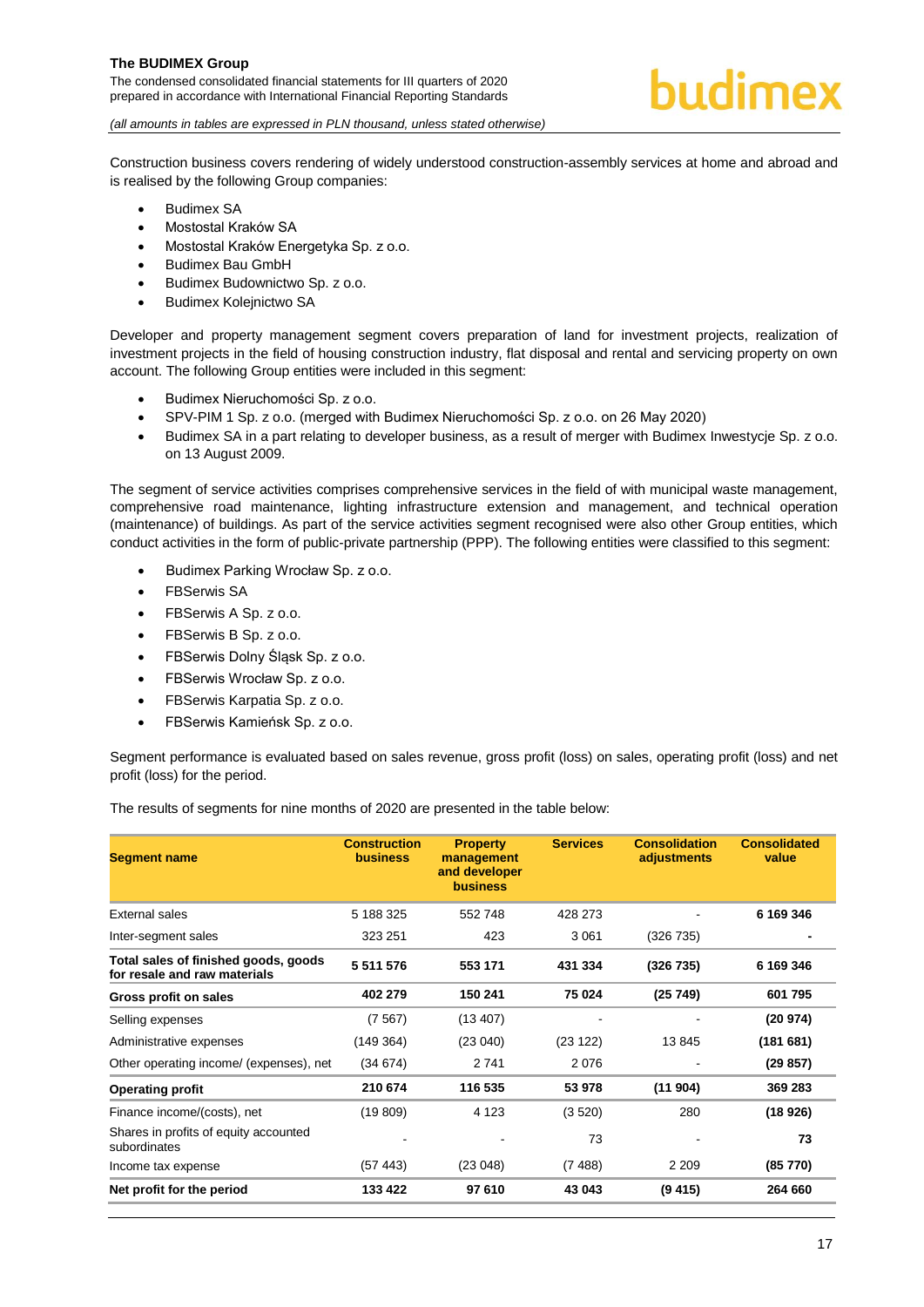Construction business covers rendering of widely understood construction-assembly services at home and abroad and is realised by the following Group companies:

- Budimex SA
- Mostostal Kraków SA
- Mostostal Kraków Energetyka Sp. z o.o.
- Budimex Bau GmbH
- Budimex Budownictwo Sp. z o.o.
- Budimex Kolejnictwo SA

Developer and property management segment covers preparation of land for investment projects, realization of investment projects in the field of housing construction industry, flat disposal and rental and servicing property on own account. The following Group entities were included in this segment:

- Budimex Nieruchomości Sp. z o.o.
- SPV-PIM 1 Sp. z o.o. (merged with Budimex Nieruchomości Sp. z o.o. on 26 May 2020)
- Budimex SA in a part relating to developer business, as a result of merger with Budimex Inwestycje Sp. z o.o. on 13 August 2009.

The segment of service activities comprises comprehensive services in the field of with municipal waste management, comprehensive road maintenance, lighting infrastructure extension and management, and technical operation (maintenance) of buildings. As part of the service activities segment recognised were also other Group entities, which conduct activities in the form of public-private partnership (PPP). The following entities were classified to this segment:

- Budimex Parking Wrocław Sp. z o.o.
- FBSerwis SA
- FBSerwis A Sp. z o.o.
- FBSerwis B Sp. z o.o.
- FBSerwis Dolny Śląsk Sp. z o.o.
- FBSerwis Wrocław Sp. z o.o.
- FBSerwis Karpatia Sp. z o.o.
- FBSerwis Kamieńsk Sp. z o.o.

Segment performance is evaluated based on sales revenue, gross profit (loss) on sales, operating profit (loss) and net profit (loss) for the period.

The results of segments for nine months of 2020 are presented in the table below:

| Segment name | Construction business | Property management and developer business | Services | Consolidation adjustments | Consolidated value |
|---|---|---|---|---|---|
| External sales | 5 188 325 | 552 748 | 428 273 | - | **6 169 346** |
| Inter-segment sales | 323 251 | 423 | 3 061 | (326 735) | **-** |
| **Total sales of finished goods, goods for resale and raw materials** | **5 511 576** | **553 171** | **431 334** | **(326 735)** | 6 169 346 |
| **Gross profit on sales** | **402 279** | **150 241** | **75 024** | **(25 749)** | **601 795** |
| Selling expenses | (7 567) | (13 407) | - | - | **(20 974)** |
| Administrative expenses | (149 364) | (23 040) | (23 122) | 13 845 | **(181 681)** |
| Other operating income/ (expenses), net | (34 674) | 2 741 | 2 076 | - | **(29 857)** |
| **Operating profit** | **210 674** | **116 535** | **53 978** | **(11 904)** | **369 283** |
| Finance income/(costs), net | (19 809) | 4 123 | (3 520) | 280 | **(18 926)** |
| Shares in profits of equity accounted subordinates | - | - | 73 | - | **73** |
| Income tax expense | (57 443) | (23 048) | (7 488) | 2 209 | **(85 770)** |
| **Net profit for the period** | **133 422** | **97 610** | **43 043** | **(9 415)** | **264 660** |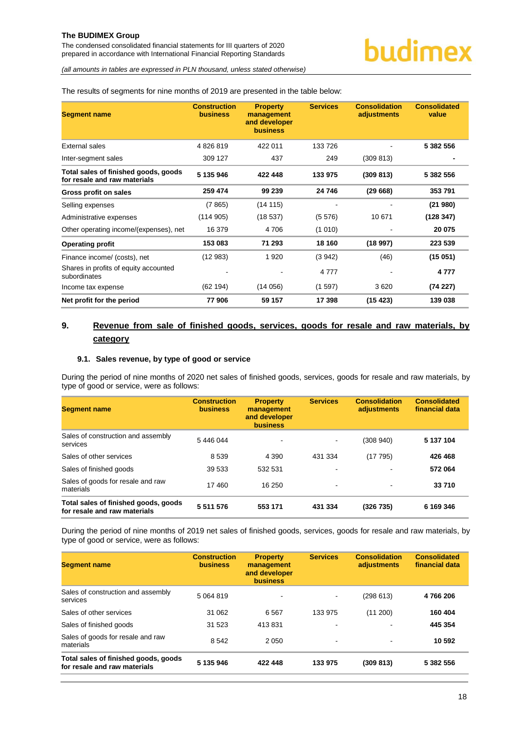The results of segments for nine months of 2019 are presented in the table below:

| Segment name | Construction business | Property management and developer business | Services | Consolidation adjustments | Consolidated value |
|---|---|---|---|---|---|
| External sales | 4 826 819 | 422 011 | 133 726 | - | **5 382 556** |
| Inter-segment sales | 309 127 | 437 | 249 | (309 813) | **-** |
| **Total sales of finished goods, goods for resale and raw materials** | **5 135 946** | **422 448** | **133 975** | **(309 813)** | **5 382 556** |
| **Gross profit on sales** | **259 474** | **99 239** | **24 746** | **(29 668)** | **353 791** |
| Selling expenses | (7 865) | (14 115) | - | - | **(21 980)** |
| Administrative expenses | (114 905) | (18 537) | (5 576) | 10 671 | **(128 347)** |
| Other operating income/(expenses), net | 16 379 | 4 706 | (1 010) | - | **20 075** |
| **Operating profit** | **153 083** | **71 293** | **18 160** | **(18 997)** | **223 539** |
| Finance income/ (costs), net | (12 983) | 1 920 | (3 942) | (46) | **(15 051)** |
| Shares in profits of equity accounted subordinates | - | - | 4 777 | - | **4 777** |
| Income tax expense | (62 194) | (14 056) | (1 597) | 3 620 | **(74 227)** |
| **Net profit for the period** | **77 906** | **59 157** | **17 398** | **(15 423)** | **139 038** |

## 9. Revenue from sale of finished goods, services, goods for resale and raw materials, by category

### 9.1. Sales revenue, by type of good or service

During the period of nine months of 2020 net sales of finished goods, services, goods for resale and raw materials, by type of good or service, were as follows:

| Segment name | Construction business | Property management and developer business | Services | Consolidation adjustments | Consolidated financial data |
|---|---|---|---|---|---|
| Sales of construction and assembly services | 5 446 044 | - | - | (308 940) | **5 137 104** |
| Sales of other services | 8 539 | 4 390 | 431 334 | (17 795) | **426 468** |
| Sales of finished goods | 39 533 | 532 531 | - | - | **572 064** |
| Sales of goods for resale and raw materials | 17 460 | 16 250 | - | - | **33 710** |
| **Total sales of finished goods, goods for resale and raw materials** | **5 511 576** | **553 171** | **431 334** | **(326 735)** | **6 169 346** |

During the period of nine months of 2019 net sales of finished goods, services, goods for resale and raw materials, by type of good or service, were as follows:

| Segment name | Construction business | Property management and developer business | Services | Consolidation adjustments | Consolidated financial data |
|---|---|---|---|---|---|
| Sales of construction and assembly services | 5 064 819 | - | - | (298 613) | **4 766 206** |
| Sales of other services | 31 062 | 6 567 | 133 975 | (11 200) | **160 404** |
| Sales of finished goods | 31 523 | 413 831 | - | - | **445 354** |
| Sales of goods for resale and raw materials | 8 542 | 2 050 | - | - | **10 592** |
| **Total sales of finished goods, goods for resale and raw materials** | **5 135 946** | **422 448** | **133 975** | **(309 813)** | **5 382 556** |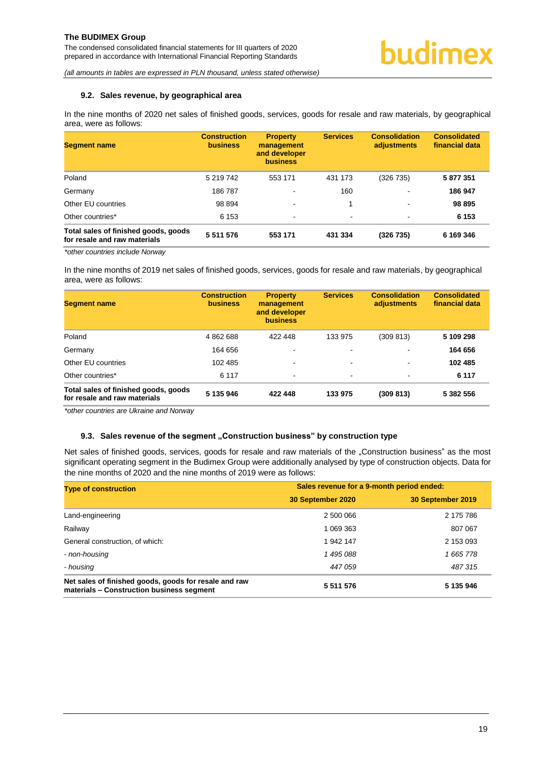### 9.2. Sales revenue, by geographical area

In the nine months of 2020 net sales of finished goods, services, goods for resale and raw materials, by geographical area, were as follows:

| Segment name | Construction business | Property management and developer business | Services | Consolidation adjustments | Consolidated financial data |
|---|---|---|---|---|---|
| Poland | 5 219 742 | 553 171 | 431 173 | (326 735) | **5 877 351** |
| Germany | 186 787 | - | 160 | - | **186 947** |
| Other EU countries | 98 894 | - | 1 | - | **98 895** |
| Other countries* | 6 153 | - | - | - | **6 153** |
| **Total sales of finished goods, goods for resale and raw materials** | **5 511 576** | **553 171** | **431 334** | **(326 735)** | **6 169 346** |

*\*other countries include Norway*

In the nine months of 2019 net sales of finished goods, services, goods for resale and raw materials, by geographical area, were as follows:

| Segment name | Construction business | Property management and developer business | Services | Consolidation adjustments | Consolidated financial data |
|---|---|---|---|---|---|
| Poland | 4 862 688 | 422 448 | 133 975 | (309 813) | **5 109 298** |
| Germany | 164 656 | - | - | - | **164 656** |
| Other EU countries | 102 485 | - | - | - | **102 485** |
| Other countries* | 6 117 | - | - | - | **6 117** |
| **Total sales of finished goods, goods for resale and raw materials** | **5 135 946** | **422 448** | **133 975** | **(309 813)** | **5 382 556** |

*\*other countries are Ukraine and Norway*

### 9.3. Sales revenue of the segment „Construction business" by construction type

Net sales of finished goods, services, goods for resale and raw materials of the „Construction business" as the most significant operating segment in the Budimex Group were additionally analysed by type of construction objects. Data for the nine months of 2020 and the nine months of 2019 were as follows:

| Type of construction | Sales revenue for a 9-month period ended: | |
|---|---|---|
| | 30 September 2020 | 30 September 2019 |
| Land-engineering | 2 500 066 | 2 175 786 |
| Railway | 1 069 363 | 807 067 |
| General construction, of which: | 1 942 147 | 2 153 093 |
| *- non-housing* | *1 495 088* | *1 665 778* |
| *- housing* | *447 059* | *487 315* |
| **Net sales of finished goods, goods for resale and raw materials – Construction business segment** | **5 511 576** | **5 135 946** |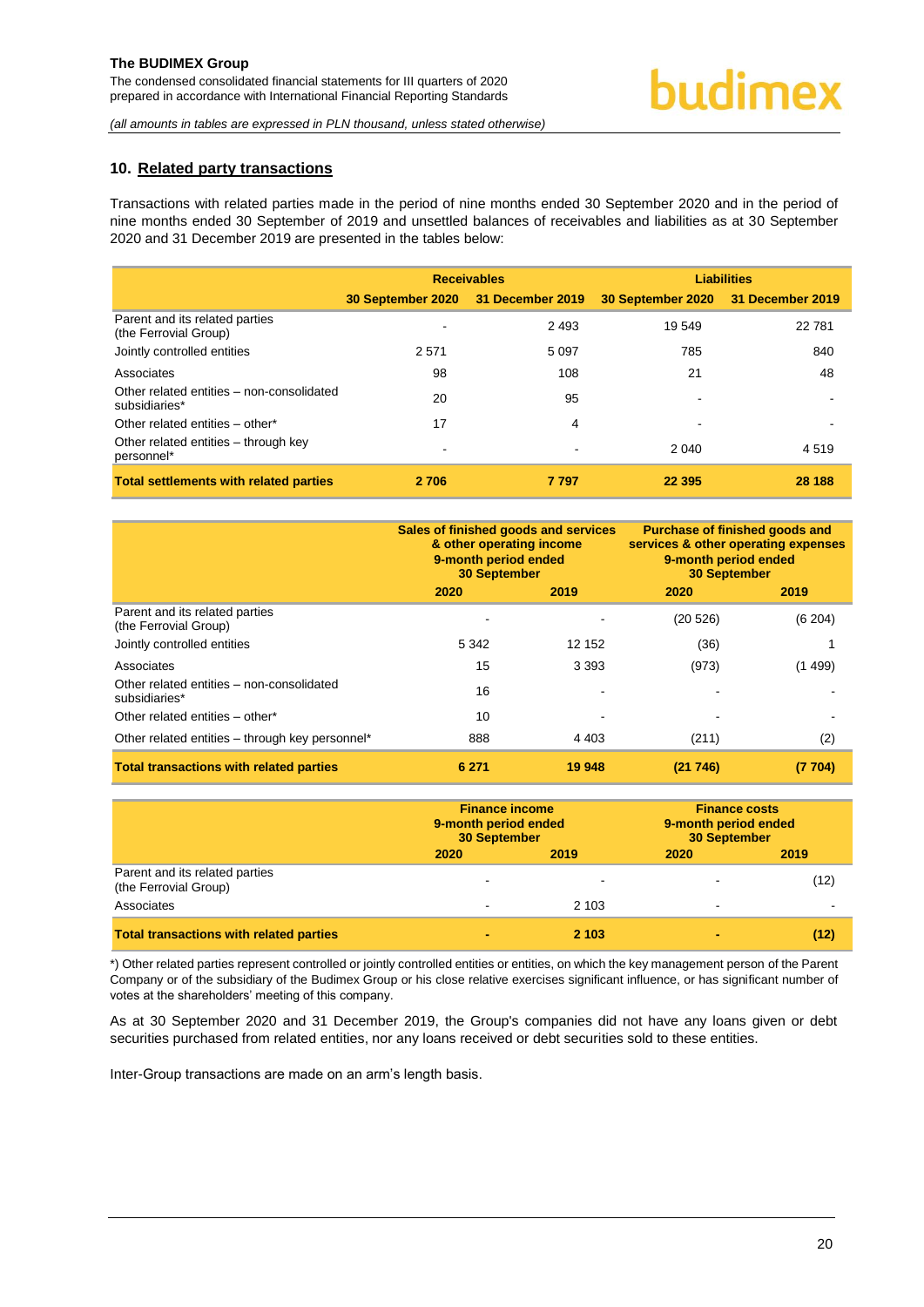## 10. Related party transactions

Transactions with related parties made in the period of nine months ended 30 September 2020 and in the period of nine months ended 30 September of 2019 and unsettled balances of receivables and liabilities as at 30 September 2020 and 31 December 2019 are presented in the tables below:

| | Receivables | | Liabilities | |
|---|---|---|---|---|
| | 30 September 2020 | 31 December 2019 | 30 September 2020 | 31 December 2019 |
| Parent and its related parties (the Ferrovial Group) | - | 2 493 | 19 549 | 22 781 |
| Jointly controlled entities | 2 571 | 5 097 | 785 | 840 |
| Associates | 98 | 108 | 21 | 48 |
| Other related entities – non-consolidated subsidiaries* | 20 | 95 | - | - |
| Other related entities – other* | 17 | 4 | - | - |
| Other related entities – through key personnel* | - | - | 2 040 | 4 519 |
| **Total settlements with related parties** | **2 706** | **7 797** | **22 395** | **28 188** |

| | Sales of finished goods and services & other operating income 9-month period ended 30 September | | Purchase of finished goods and services & other operating expenses 9-month period ended 30 September | |
|---|---|---|---|---|
| | 2020 | 2019 | 2020 | 2019 |
| Parent and its related parties (the Ferrovial Group) | - | - | (20 526) | (6 204) |
| Jointly controlled entities | 5 342 | 12 152 | (36) | 1 |
| Associates | 15 | 3 393 | (973) | (1 499) |
| Other related entities – non-consolidated subsidiaries* | 16 | - | - | - |
| Other related entities – other* | 10 | - | - | - |
| Other related entities – through key personnel* | 888 | 4 403 | (211) | (2) |
| **Total transactions with related parties** | **6 271** | **19 948** | **(21 746)** | **(7 704)** |

| | Finance income 9-month period ended 30 September | | Finance costs 9-month period ended 30 September | |
|---|---|---|---|---|
| | 2020 | 2019 | 2020 | 2019 |
| Parent and its related parties (the Ferrovial Group) | - | - | - | (12) |
| Associates | - | 2 103 | - | - |
| **Total transactions with related parties** | **-** | **2 103** | **-** | **(12)** |

*) Other related parties represent controlled or jointly controlled entities or entities, on which the key management person of the Parent Company or of the subsidiary of the Budimex Group or his close relative exercises significant influence, or has significant number of votes at the shareholders' meeting of this company.

As at 30 September 2020 and 31 December 2019, the Group's companies did not have any loans given or debt securities purchased from related entities, nor any loans received or debt securities sold to these entities.

Inter-Group transactions are made on an arm's length basis.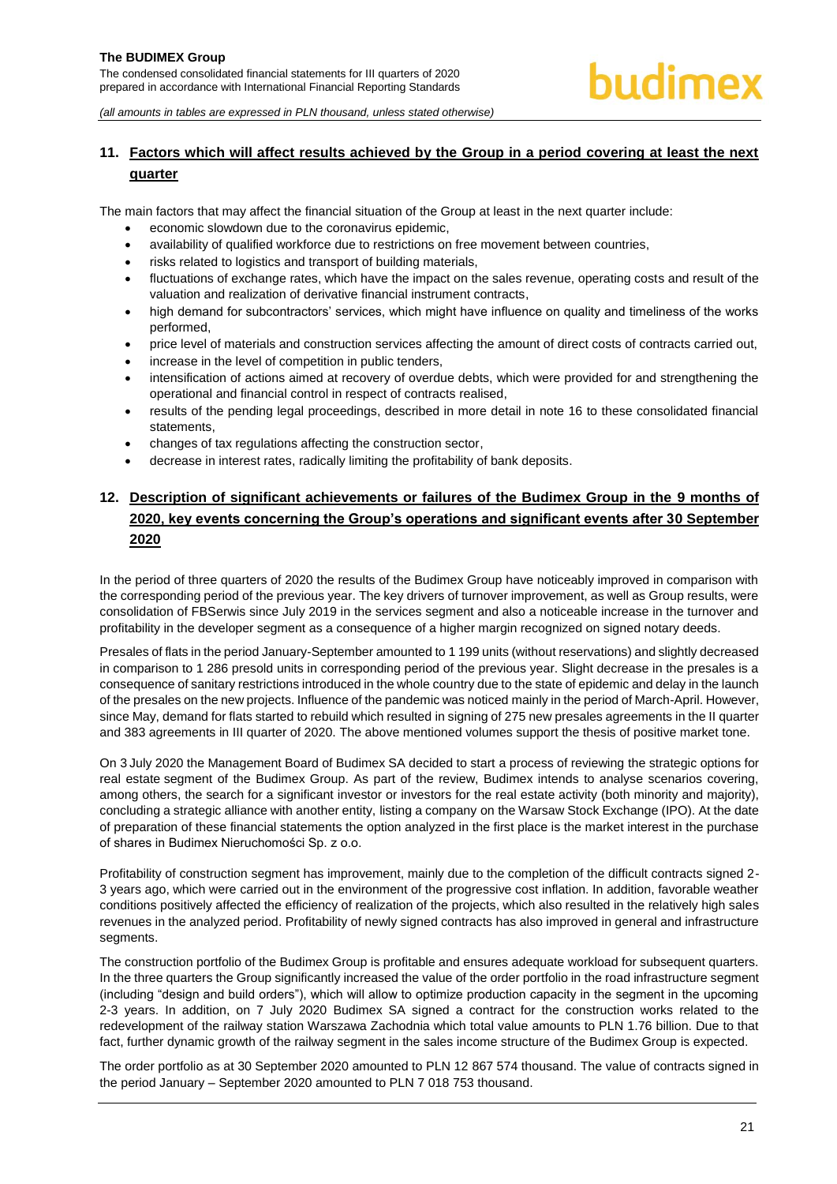## 11. Factors which will affect results achieved by the Group in a period covering at least the next quarter

The main factors that may affect the financial situation of the Group at least in the next quarter include:

- economic slowdown due to the coronavirus epidemic,
- availability of qualified workforce due to restrictions on free movement between countries,
- risks related to logistics and transport of building materials,
- fluctuations of exchange rates, which have the impact on the sales revenue, operating costs and result of the valuation and realization of derivative financial instrument contracts,
- high demand for subcontractors' services, which might have influence on quality and timeliness of the works performed,
- price level of materials and construction services affecting the amount of direct costs of contracts carried out,
- increase in the level of competition in public tenders,
- intensification of actions aimed at recovery of overdue debts, which were provided for and strengthening the operational and financial control in respect of contracts realised,
- results of the pending legal proceedings, described in more detail in note 16 to these consolidated financial statements,
- changes of tax regulations affecting the construction sector,
- decrease in interest rates, radically limiting the profitability of bank deposits.

## 12. Description of significant achievements or failures of the Budimex Group in the 9 months of 2020, key events concerning the Group's operations and significant events after 30 September 2020

In the period of three quarters of 2020 the results of the Budimex Group have noticeably improved in comparison with the corresponding period of the previous year. The key drivers of turnover improvement, as well as Group results, were consolidation of FBSerwis since July 2019 in the services segment and also a noticeable increase in the turnover and profitability in the developer segment as a consequence of a higher margin recognized on signed notary deeds.

Presales of flats in the period January-September amounted to 1 199 units (without reservations) and slightly decreased in comparison to 1 286 presold units in corresponding period of the previous year. Slight decrease in the presales is a consequence of sanitary restrictions introduced in the whole country due to the state of epidemic and delay in the launch of the presales on the new projects. Influence of the pandemic was noticed mainly in the period of March-April. However, since May, demand for flats started to rebuild which resulted in signing of 275 new presales agreements in the II quarter and 383 agreements in III quarter of 2020. The above mentioned volumes support the thesis of positive market tone.

On 3 July 2020 the Management Board of Budimex SA decided to start a process of reviewing the strategic options for real estate segment of the Budimex Group. As part of the review, Budimex intends to analyse scenarios covering, among others, the search for a significant investor or investors for the real estate activity (both minority and majority), concluding a strategic alliance with another entity, listing a company on the Warsaw Stock Exchange (IPO). At the date of preparation of these financial statements the option analyzed in the first place is the market interest in the purchase of shares in Budimex Nieruchomości Sp. z o.o.

Profitability of construction segment has improvement, mainly due to the completion of the difficult contracts signed 2-3 years ago, which were carried out in the environment of the progressive cost inflation. In addition, favorable weather conditions positively affected the efficiency of realization of the projects, which also resulted in the relatively high sales revenues in the analyzed period. Profitability of newly signed contracts has also improved in general and infrastructure segments.

The construction portfolio of the Budimex Group is profitable and ensures adequate workload for subsequent quarters. In the three quarters the Group significantly increased the value of the order portfolio in the road infrastructure segment (including "design and build orders"), which will allow to optimize production capacity in the segment in the upcoming 2-3 years. In addition, on 7 July 2020 Budimex SA signed a contract for the construction works related to the redevelopment of the railway station Warszawa Zachodnia which total value amounts to PLN 1.76 billion. Due to that fact, further dynamic growth of the railway segment in the sales income structure of the Budimex Group is expected.

The order portfolio as at 30 September 2020 amounted to PLN 12 867 574 thousand. The value of contracts signed in the period January – September 2020 amounted to PLN 7 018 753 thousand.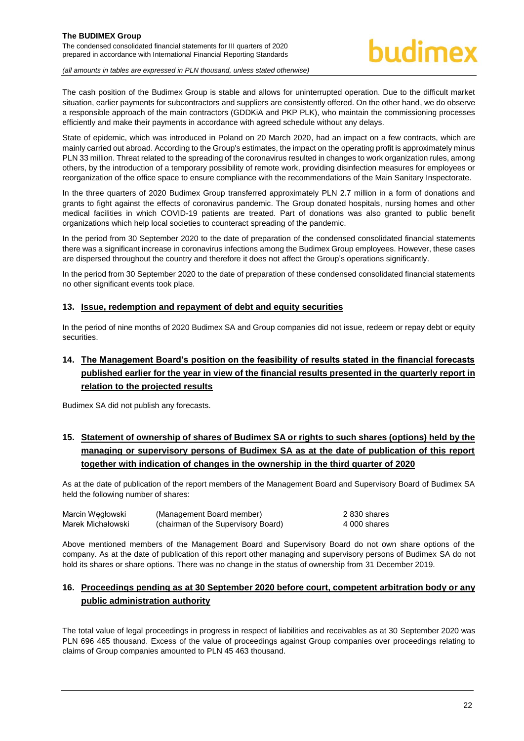The cash position of the Budimex Group is stable and allows for uninterrupted operation. Due to the difficult market situation, earlier payments for subcontractors and suppliers are consistently offered. On the other hand, we do observe a responsible approach of the main contractors (GDDKiA and PKP PLK), who maintain the commissioning processes efficiently and make their payments in accordance with agreed schedule without any delays.

State of epidemic, which was introduced in Poland on 20 March 2020, had an impact on a few contracts, which are mainly carried out abroad. According to the Group's estimates, the impact on the operating profit is approximately minus PLN 33 million. Threat related to the spreading of the coronavirus resulted in changes to work organization rules, among others, by the introduction of a temporary possibility of remote work, providing disinfection measures for employees or reorganization of the office space to ensure compliance with the recommendations of the Main Sanitary Inspectorate.

In the three quarters of 2020 Budimex Group transferred approximately PLN 2.7 million in a form of donations and grants to fight against the effects of coronavirus pandemic. The Group donated hospitals, nursing homes and other medical facilities in which COVID-19 patients are treated. Part of donations was also granted to public benefit organizations which help local societies to counteract spreading of the pandemic.

In the period from 30 September 2020 to the date of preparation of the condensed consolidated financial statements there was a significant increase in coronavirus infections among the Budimex Group employees. However, these cases are dispersed throughout the country and therefore it does not affect the Group's operations significantly.

In the period from 30 September 2020 to the date of preparation of these condensed consolidated financial statements no other significant events took place.

## 13. Issue, redemption and repayment of debt and equity securities

In the period of nine months of 2020 Budimex SA and Group companies did not issue, redeem or repay debt or equity securities.

## 14. The Management Board's position on the feasibility of results stated in the financial forecasts published earlier for the year in view of the financial results presented in the quarterly report in relation to the projected results

Budimex SA did not publish any forecasts.

## 15. Statement of ownership of shares of Budimex SA or rights to such shares (options) held by the managing or supervisory persons of Budimex SA as at the date of publication of this report together with indication of changes in the ownership in the third quarter of 2020

As at the date of publication of the report members of the Management Board and Supervisory Board of Budimex SA held the following number of shares:

| | | |
|---|---|---|
| Marcin Węgłowski | (Management Board member) | 2 830 shares |
| Marek Michałowski | (chairman of the Supervisory Board) | 4 000 shares |

Above mentioned members of the Management Board and Supervisory Board do not own share options of the company. As at the date of publication of this report other managing and supervisory persons of Budimex SA do not hold its shares or share options. There was no change in the status of ownership from 31 December 2019.

## 16. Proceedings pending as at 30 September 2020 before court, competent arbitration body or any public administration authority

The total value of legal proceedings in progress in respect of liabilities and receivables as at 30 September 2020 was PLN 696 465 thousand. Excess of the value of proceedings against Group companies over proceedings relating to claims of Group companies amounted to PLN 45 463 thousand.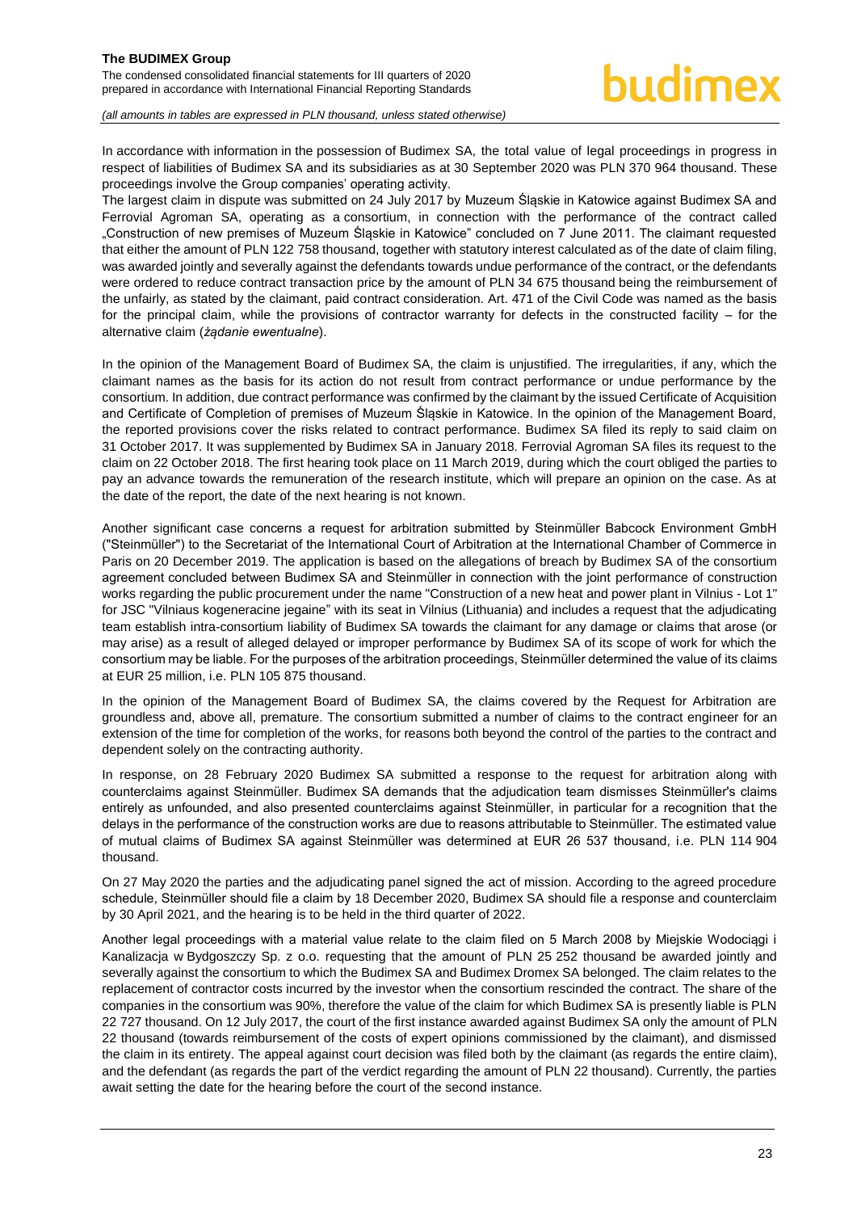In accordance with information in the possession of Budimex SA, the total value of legal proceedings in progress in respect of liabilities of Budimex SA and its subsidiaries as at 30 September 2020 was PLN 370 964 thousand. These proceedings involve the Group companies' operating activity.

The largest claim in dispute was submitted on 24 July 2017 by Muzeum Śląskie in Katowice against Budimex SA and Ferrovial Agroman SA, operating as a consortium, in connection with the performance of the contract called „Construction of new premises of Muzeum Śląskie in Katowice" concluded on 7 June 2011. The claimant requested that either the amount of PLN 122 758 thousand, together with statutory interest calculated as of the date of claim filing, was awarded jointly and severally against the defendants towards undue performance of the contract, or the defendants were ordered to reduce contract transaction price by the amount of PLN 34 675 thousand being the reimbursement of the unfairly, as stated by the claimant, paid contract consideration. Art. 471 of the Civil Code was named as the basis for the principal claim, while the provisions of contractor warranty for defects in the constructed facility – for the alternative claim (*żądanie ewentualne*).

In the opinion of the Management Board of Budimex SA, the claim is unjustified. The irregularities, if any, which the claimant names as the basis for its action do not result from contract performance or undue performance by the consortium. In addition, due contract performance was confirmed by the claimant by the issued Certificate of Acquisition and Certificate of Completion of premises of Muzeum Śląskie in Katowice. In the opinion of the Management Board, the reported provisions cover the risks related to contract performance. Budimex SA filed its reply to said claim on 31 October 2017. It was supplemented by Budimex SA in January 2018. Ferrovial Agroman SA files its request to the claim on 22 October 2018. The first hearing took place on 11 March 2019, during which the court obliged the parties to pay an advance towards the remuneration of the research institute, which will prepare an opinion on the case. As at the date of the report, the date of the next hearing is not known.

Another significant case concerns a request for arbitration submitted by Steinmüller Babcock Environment GmbH ("Steinmüller") to the Secretariat of the International Court of Arbitration at the International Chamber of Commerce in Paris on 20 December 2019. The application is based on the allegations of breach by Budimex SA of the consortium agreement concluded between Budimex SA and Steinmüller in connection with the joint performance of construction works regarding the public procurement under the name "Construction of a new heat and power plant in Vilnius - Lot 1" for JSC "Vilniaus kogeneracine jegaine" with its seat in Vilnius (Lithuania) and includes a request that the adjudicating team establish intra-consortium liability of Budimex SA towards the claimant for any damage or claims that arose (or may arise) as a result of alleged delayed or improper performance by Budimex SA of its scope of work for which the consortium may be liable. For the purposes of the arbitration proceedings, Steinmüller determined the value of its claims at EUR 25 million, i.e. PLN 105 875 thousand.

In the opinion of the Management Board of Budimex SA, the claims covered by the Request for Arbitration are groundless and, above all, premature. The consortium submitted a number of claims to the contract engineer for an extension of the time for completion of the works, for reasons both beyond the control of the parties to the contract and dependent solely on the contracting authority.

In response, on 28 February 2020 Budimex SA submitted a response to the request for arbitration along with counterclaims against Steinmüller. Budimex SA demands that the adjudication team dismisses Steinmüller's claims entirely as unfounded, and also presented counterclaims against Steinmüller, in particular for a recognition that the delays in the performance of the construction works are due to reasons attributable to Steinmüller. The estimated value of mutual claims of Budimex SA against Steinmüller was determined at EUR 26 537 thousand, i.e. PLN 114 904 thousand.

On 27 May 2020 the parties and the adjudicating panel signed the act of mission. According to the agreed procedure schedule, Steinmüller should file a claim by 18 December 2020, Budimex SA should file a response and counterclaim by 30 April 2021, and the hearing is to be held in the third quarter of 2022.

Another legal proceedings with a material value relate to the claim filed on 5 March 2008 by Miejskie Wodociągi i Kanalizacja w Bydgoszczy Sp. z o.o. requesting that the amount of PLN 25 252 thousand be awarded jointly and severally against the consortium to which the Budimex SA and Budimex Dromex SA belonged. The claim relates to the replacement of contractor costs incurred by the investor when the consortium rescinded the contract. The share of the companies in the consortium was 90%, therefore the value of the claim for which Budimex SA is presently liable is PLN 22 727 thousand. On 12 July 2017, the court of the first instance awarded against Budimex SA only the amount of PLN 22 thousand (towards reimbursement of the costs of expert opinions commissioned by the claimant), and dismissed the claim in its entirety. The appeal against court decision was filed both by the claimant (as regards the entire claim), and the defendant (as regards the part of the verdict regarding the amount of PLN 22 thousand). Currently, the parties await setting the date for the hearing before the court of the second instance.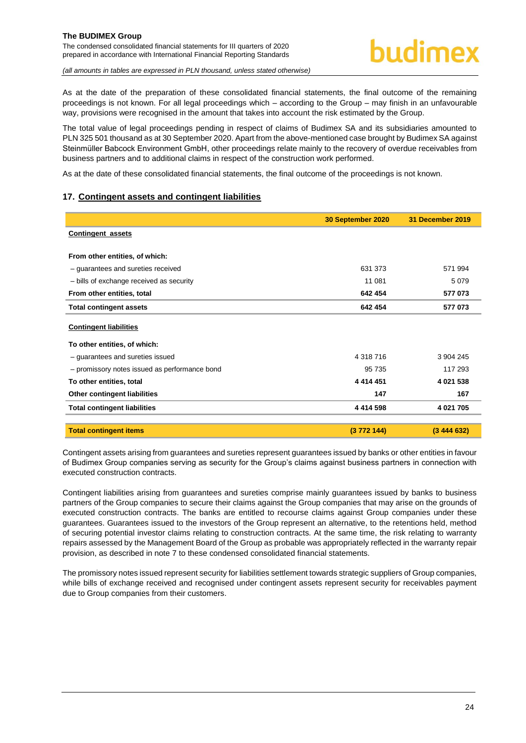As at the date of the preparation of these consolidated financial statements, the final outcome of the remaining proceedings is not known. For all legal proceedings which – according to the Group – may finish in an unfavourable way, provisions were recognised in the amount that takes into account the risk estimated by the Group.

The total value of legal proceedings pending in respect of claims of Budimex SA and its subsidiaries amounted to PLN 325 501 thousand as at 30 September 2020. Apart from the above-mentioned case brought by Budimex SA against Steinmüller Babcock Environment GmbH, other proceedings relate mainly to the recovery of overdue receivables from business partners and to additional claims in respect of the construction work performed.

As at the date of these consolidated financial statements, the final outcome of the proceedings is not known.

## 17. Contingent assets and contingent liabilities

| | 30 September 2020 | 31 December 2019 |
|---|---|---|
| **Contingent assets** | | |
| **From other entities, of which:** | | |
| – guarantees and sureties received | 631 373 | 571 994 |
| – bills of exchange received as security | 11 081 | 5 079 |
| **From other entities, total** | **642 454** | **577 073** |
| **Total contingent assets** | **642 454** | **577 073** |
| **Contingent liabilities** | | |
| **To other entities, of which:** | | |
| – guarantees and sureties issued | 4 318 716 | 3 904 245 |
| – promissory notes issued as performance bond | 95 735 | 117 293 |
| **To other entities, total** | **4 414 451** | **4 021 538** |
| **Other contingent liabilities** | **147** | **167** |
| **Total contingent liabilities** | **4 414 598** | **4 021 705** |
| **Total contingent items** | **(3 772 144)** | **(3 444 632)** |

Contingent assets arising from guarantees and sureties represent guarantees issued by banks or other entities in favour of Budimex Group companies serving as security for the Group's claims against business partners in connection with executed construction contracts.

Contingent liabilities arising from guarantees and sureties comprise mainly guarantees issued by banks to business partners of the Group companies to secure their claims against the Group companies that may arise on the grounds of executed construction contracts. The banks are entitled to recourse claims against Group companies under these guarantees. Guarantees issued to the investors of the Group represent an alternative, to the retentions held, method of securing potential investor claims relating to construction contracts. At the same time, the risk relating to warranty repairs assessed by the Management Board of the Group as probable was appropriately reflected in the warranty repair provision, as described in note 7 to these condensed consolidated financial statements.

The promissory notes issued represent security for liabilities settlement towards strategic suppliers of Group companies, while bills of exchange received and recognised under contingent assets represent security for receivables payment due to Group companies from their customers.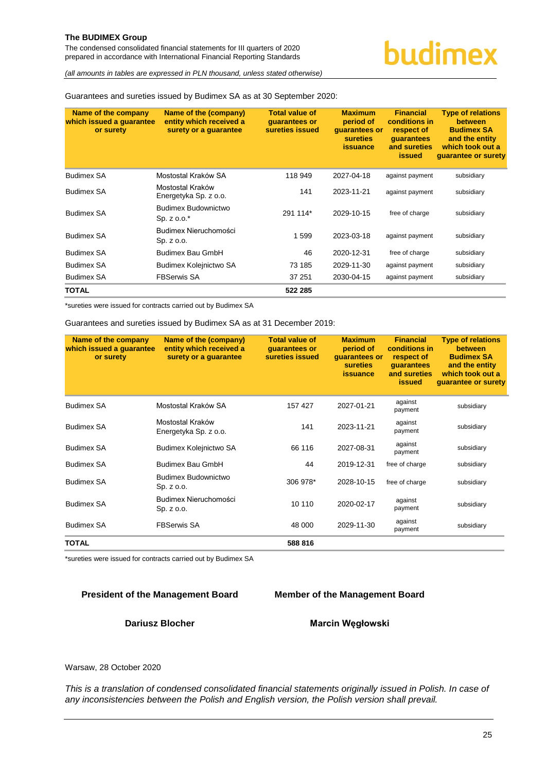Guarantees and sureties issued by Budimex SA as at 30 September 2020:

| Name of the company which issued a guarantee or surety | Name of the (company) entity which received a surety or a guarantee | Total value of guarantees or sureties issued | Maximum period of guarantees or sureties issuance | Financial conditions in respect of guarantees and sureties issued | Type of relations between Budimex SA and the entity which took out a guarantee or surety |
|---|---|---|---|---|---|
| Budimex SA | Mostostal Kraków SA | 118 949 | 2027-04-18 | against payment | subsidiary |
| Budimex SA | Mostostal Kraków Energetyka Sp. z o.o. | 141 | 2023-11-21 | against payment | subsidiary |
| Budimex SA | Budimex Budownictwo Sp. z o.o.* | 291 114* | 2029-10-15 | free of charge | subsidiary |
| Budimex SA | Budimex Nieruchomości Sp. z o.o. | 1 599 | 2023-03-18 | against payment | subsidiary |
| Budimex SA | Budimex Bau GmbH | 46 | 2020-12-31 | free of charge | subsidiary |
| Budimex SA | Budimex Kolejnictwo SA | 73 185 | 2029-11-30 | against payment | subsidiary |
| Budimex SA | FBSerwis SA | 37 251 | 2030-04-15 | against payment | subsidiary |
| **TOTAL** | | **522 285** | | | |

*sureties were issued for contracts carried out by Budimex SA

Guarantees and sureties issued by Budimex SA as at 31 December 2019:

| Name of the company which issued a guarantee or surety | Name of the (company) entity which received a surety or a guarantee | Total value of guarantees or sureties issued | Maximum period of guarantees or sureties issuance | Financial conditions in respect of guarantees and sureties issued | Type of relations between Budimex SA and the entity which took out a guarantee or surety |
|---|---|---|---|---|---|
| Budimex SA | Mostostal Kraków SA | 157 427 | 2027-01-21 | against payment | subsidiary |
| Budimex SA | Mostostal Kraków Energetyka Sp. z o.o. | 141 | 2023-11-21 | against payment | subsidiary |
| Budimex SA | Budimex Kolejnictwo SA | 66 116 | 2027-08-31 | against payment | subsidiary |
| Budimex SA | Budimex Bau GmbH | 44 | 2019-12-31 | free of charge | subsidiary |
| Budimex SA | Budimex Budownictwo Sp. z o.o. | 306 978* | 2028-10-15 | free of charge | subsidiary |
| Budimex SA | Budimex Nieruchomości Sp. z o.o. | 10 110 | 2020-02-17 | against payment | subsidiary |
| Budimex SA | FBSerwis SA | 48 000 | 2029-11-30 | against payment | subsidiary |
| **TOTAL** | | **588 816** | | | |

*sureties were issued for contracts carried out by Budimex SA

**President of the Management Board** — **Dariusz Blocher**

**Member of the Management Board** — **Marcin Węgłowski**

Warsaw, 28 October 2020

*This is a translation of condensed consolidated financial statements originally issued in Polish. In case of any inconsistencies between the Polish and English version, the Polish version shall prevail.*